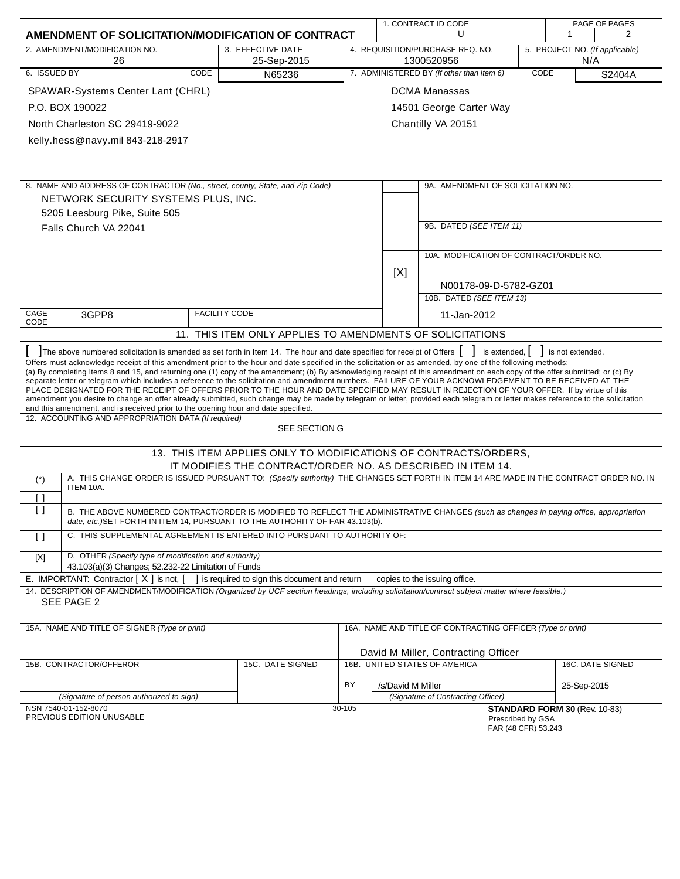# AMENDMENT OF SOLICITATION/MODIFICATION OF CONTRACT

| 1. CONTRACT ID CODE | PAGE OF PAGES |
|---|---|
| U | 1 / 2 |

| 2. AMENDMENT/MODIFICATION NO. | 3. EFFECTIVE DATE | 4. REQUISITION/PURCHASE REQ. NO. | 5. PROJECT NO. (If applicable) |
|---|---|---|---|
| 26 | 25-Sep-2015 | 1300520956 | N/A |

| 6. ISSUED BY | CODE | 7. ADMINISTERED BY (If other than Item 6) | CODE |
|---|---|---|---|
| SPAWAR-Systems Center Lant (CHRL)<br>P.O. BOX 190022<br>North Charleston SC 29419-9022<br>kelly.hess@navy.mil 843-218-2917 | N65236 | DCMA Manassas<br>14501 George Carter Way<br>Chantilly VA 20151 | S2404A |

8. NAME AND ADDRESS OF CONTRACTOR (No., street, county, State, and Zip Code)

NETWORK SECURITY SYSTEMS PLUS, INC.
5205 Leesburg Pike, Suite 505
Falls Church VA 22041

CAGE CODE: 3GPP8 | FACILITY CODE:

9A. AMENDMENT OF SOLICITATION NO.

9B. DATED (SEE ITEM 11)

[X] 10A. MODIFICATION OF CONTRACT/ORDER NO.
N00178-09-D-5782-GZ01

10B. DATED (SEE ITEM 13)
11-Jan-2012

## 11. THIS ITEM ONLY APPLIES TO AMENDMENTS OF SOLICITATIONS

[ ] The above numbered solicitation is amended as set forth in Item 14. The hour and date specified for receipt of Offers [ ] is extended, [ ] is not extended.
Offers must acknowledge receipt of this amendment prior to the hour and date specified in the solicitation or as amended, by one of the following methods:
(a) By completing Items 8 and 15, and returning one (1) copy of the amendment; (b) By acknowledging receipt of this amendment on each copy of the offer submitted; or (c) By separate letter or telegram which includes a reference to the solicitation and amendment numbers. FAILURE OF YOUR ACKNOWLEDGEMENT TO BE RECEIVED AT THE PLACE DESIGNATED FOR THE RECEIPT OF OFFERS PRIOR TO THE HOUR AND DATE SPECIFIED MAY RESULT IN REJECTION OF YOUR OFFER. If by virtue of this amendment you desire to change an offer already submitted, such change may be made by telegram or letter, provided each telegram or letter makes reference to the solicitation and this amendment, and is received prior to the opening hour and date specified.

12. ACCOUNTING AND APPROPRIATION DATA (If required)
SEE SECTION G

## 13. THIS ITEM APPLIES ONLY TO MODIFICATIONS OF CONTRACTS/ORDERS, IT MODIFIES THE CONTRACT/ORDER NO. AS DESCRIBED IN ITEM 14.

| | |
|---|---|
| (*) | A. THIS CHANGE ORDER IS ISSUED PURSUANT TO: (Specify authority) THE CHANGES SET FORTH IN ITEM 14 ARE MADE IN THE CONTRACT ORDER NO. IN ITEM 10A. |
| [ ] | |
| [ ] | B. THE ABOVE NUMBERED CONTRACT/ORDER IS MODIFIED TO REFLECT THE ADMINISTRATIVE CHANGES (such as changes in paying office, appropriation date, etc.) SET FORTH IN ITEM 14, PURSUANT TO THE AUTHORITY OF FAR 43.103(b). |
| [ ] | C. THIS SUPPLEMENTAL AGREEMENT IS ENTERED INTO PURSUANT TO AUTHORITY OF: |
| [X] | D. OTHER (Specify type of modification and authority)<br>43.103(a)(3) Changes; 52.232-22 Limitation of Funds |

E. IMPORTANT: Contractor [ X ] is not, [ ] is required to sign this document and return __ copies to the issuing office.

14. DESCRIPTION OF AMENDMENT/MODIFICATION (Organized by UCF section headings, including solicitation/contract subject matter where feasible.)
SEE PAGE 2

| 15A. NAME AND TITLE OF SIGNER (Type or print) | | 16A. NAME AND TITLE OF CONTRACTING OFFICER (Type or print) | |
|---|---|---|---|
| | | David M Miller, Contracting Officer | |
| 15B. CONTRACTOR/OFFEROR | 15C. DATE SIGNED | 16B. UNITED STATES OF AMERICA | 16C. DATE SIGNED |
| | | BY /s/David M Miller | 25-Sep-2015 |
| (Signature of person authorized to sign) | | (Signature of Contracting Officer) | |

NSN 7540-01-152-8070
PREVIOUS EDITION UNUSABLE

30-105

**STANDARD FORM 30** (Rev. 10-83)
Prescribed by GSA
FAR (48 CFR) 53.243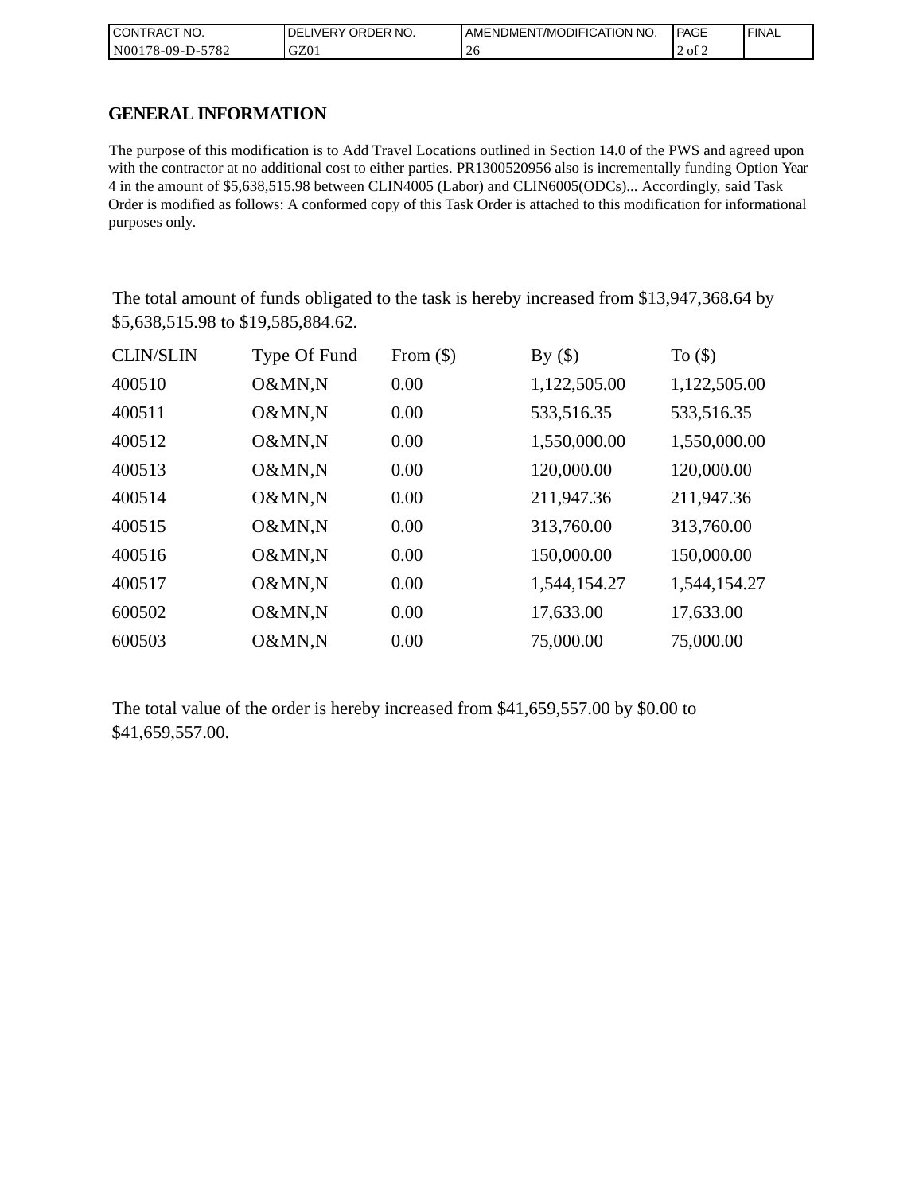| CONTRACT NO. | DELIVERY ORDER NO. | AMENDMENT/MODIFICATION NO. | PAGE | FINAL |
| --- | --- | --- | --- | --- |
| N00178-09-D-5782 | GZ01 | 26 | 2 of 2 | |

## GENERAL INFORMATION

The purpose of this modification is to Add Travel Locations outlined in Section 14.0 of the PWS and agreed upon with the contractor at no additional cost to either parties. PR1300520956 also is incrementally funding Option Year 4 in the amount of $5,638,515.98 between CLIN4005 (Labor) and CLIN6005(ODCs)... Accordingly, said Task Order is modified as follows: A conformed copy of this Task Order is attached to this modification for informational purposes only.

The total amount of funds obligated to the task is hereby increased from $13,947,368.64 by $5,638,515.98 to $19,585,884.62.

| CLIN/SLIN | Type Of Fund | From ($) | By ($) | To ($) |
| --- | --- | --- | --- | --- |
| 400510 | O&MN,N | 0.00 | 1,122,505.00 | 1,122,505.00 |
| 400511 | O&MN,N | 0.00 | 533,516.35 | 533,516.35 |
| 400512 | O&MN,N | 0.00 | 1,550,000.00 | 1,550,000.00 |
| 400513 | O&MN,N | 0.00 | 120,000.00 | 120,000.00 |
| 400514 | O&MN,N | 0.00 | 211,947.36 | 211,947.36 |
| 400515 | O&MN,N | 0.00 | 313,760.00 | 313,760.00 |
| 400516 | O&MN,N | 0.00 | 150,000.00 | 150,000.00 |
| 400517 | O&MN,N | 0.00 | 1,544,154.27 | 1,544,154.27 |
| 600502 | O&MN,N | 0.00 | 17,633.00 | 17,633.00 |
| 600503 | O&MN,N | 0.00 | 75,000.00 | 75,000.00 |

The total value of the order is hereby increased from $41,659,557.00 by $0.00 to $41,659,557.00.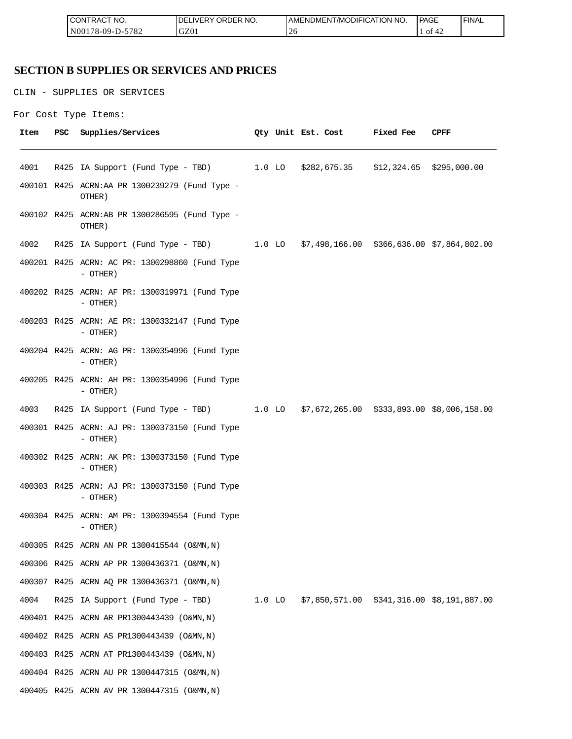## SECTION B SUPPLIES OR SERVICES AND PRICES

CLIN - SUPPLIES OR SERVICES

For Cost Type Items:

| Item | PSC | Supplies/Services | Qty | Unit | Est. Cost | Fixed Fee | CPFF |
|---|---|---|---|---|---|---|---|
| 4001 | R425 | IA Support (Fund Type - TBD) | 1.0 | LO | $282,675.35 | $12,324.65 | $295,000.00 |
| 400101 | R425 | ACRN:AA PR 1300239279 (Fund Type - OTHER) | | | | | |
| 400102 | R425 | ACRN:AB PR 1300286595 (Fund Type - OTHER) | | | | | |
| 4002 | R425 | IA Support (Fund Type - TBD) | 1.0 | LO | $7,498,166.00 | $366,636.00 | $7,864,802.00 |
| 400201 | R425 | ACRN: AC PR: 1300298860 (Fund Type - OTHER) | | | | | |
| 400202 | R425 | ACRN: AF PR: 1300319971 (Fund Type - OTHER) | | | | | |
| 400203 | R425 | ACRN: AE PR: 1300332147 (Fund Type - OTHER) | | | | | |
| 400204 | R425 | ACRN: AG PR: 1300354996 (Fund Type - OTHER) | | | | | |
| 400205 | R425 | ACRN: AH PR: 1300354996 (Fund Type - OTHER) | | | | | |
| 4003 | R425 | IA Support (Fund Type - TBD) | 1.0 | LO | $7,672,265.00 | $333,893.00 | $8,006,158.00 |
| 400301 | R425 | ACRN: AJ PR: 1300373150 (Fund Type - OTHER) | | | | | |
| 400302 | R425 | ACRN: AK PR: 1300373150 (Fund Type - OTHER) | | | | | |
| 400303 | R425 | ACRN: AJ PR: 1300373150 (Fund Type - OTHER) | | | | | |
| 400304 | R425 | ACRN: AM PR: 1300394554 (Fund Type - OTHER) | | | | | |
| 400305 | R425 | ACRN AN PR 1300415544 (O&MN,N) | | | | | |
| 400306 | R425 | ACRN AP PR 1300436371 (O&MN,N) | | | | | |
| 400307 | R425 | ACRN AQ PR 1300436371 (O&MN,N) | | | | | |
| 4004 | R425 | IA Support (Fund Type - TBD) | 1.0 | LO | $7,850,571.00 | $341,316.00 | $8,191,887.00 |
| 400401 | R425 | ACRN AR PR1300443439 (O&MN,N) | | | | | |
| 400402 | R425 | ACRN AS PR1300443439 (O&MN,N) | | | | | |
| 400403 | R425 | ACRN AT PR1300443439 (O&MN,N) | | | | | |
| 400404 | R425 | ACRN AU PR 1300447315 (O&MN,N) | | | | | |
| 400405 | R425 | ACRN AV PR 1300447315 (O&MN,N) | | | | | |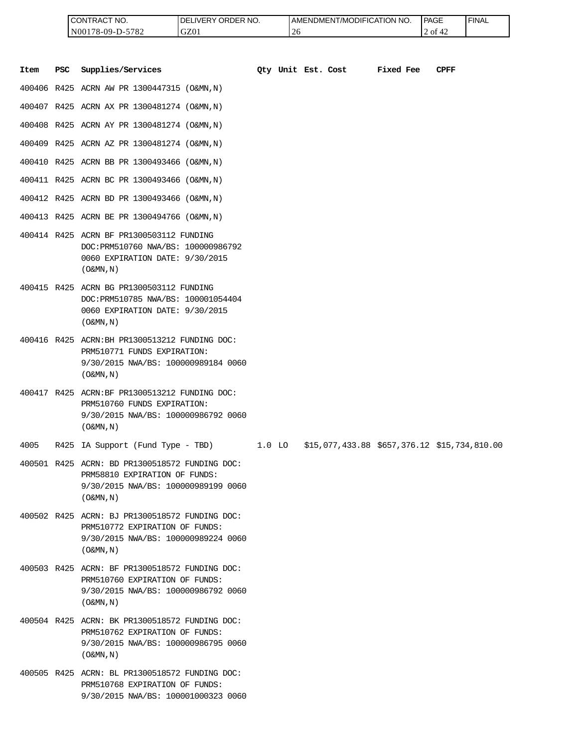| Item | PSC | Supplies/Services | Qty | Unit | Est. Cost | Fixed Fee | CPFF |
|---|---|---|---|---|---|---|---|
| 400406 | R425 | ACRN AW PR 1300447315 (O&MN,N) | | | | | |
| 400407 | R425 | ACRN AX PR 1300481274 (O&MN,N) | | | | | |
| 400408 | R425 | ACRN AY PR 1300481274 (O&MN,N) | | | | | |
| 400409 | R425 | ACRN AZ PR 1300481274 (O&MN,N) | | | | | |
| 400410 | R425 | ACRN BB PR 1300493466 (O&MN,N) | | | | | |
| 400411 | R425 | ACRN BC PR 1300493466 (O&MN,N) | | | | | |
| 400412 | R425 | ACRN BD PR 1300493466 (O&MN,N) | | | | | |
| 400413 | R425 | ACRN BE PR 1300494766 (O&MN,N) | | | | | |
| 400414 | R425 | ACRN BF PR1300503112 FUNDING DOC:PRM510760 NWA/BS: 100000986792 0060 EXPIRATION DATE: 9/30/2015 (O&MN,N) | | | | | |
| 400415 | R425 | ACRN BG PR1300503112 FUNDING DOC:PRM510785 NWA/BS: 100001054404 0060 EXPIRATION DATE: 9/30/2015 (O&MN,N) | | | | | |
| 400416 | R425 | ACRN:BH PR1300513212 FUNDING DOC: PRM510771 FUNDS EXPIRATION: 9/30/2015 NWA/BS: 100000989184 0060 (O&MN,N) | | | | | |
| 400417 | R425 | ACRN:BF PR1300513212 FUNDING DOC: PRM510760 FUNDS EXPIRATION: 9/30/2015 NWA/BS: 100000986792 0060 (O&MN,N) | | | | | |
| 4005 | R425 | IA Support (Fund Type - TBD) | 1.0 | LO | $15,077,433.88 | $657,376.12 | $15,734,810.00 |
| 400501 | R425 | ACRN: BD PR1300518572 FUNDING DOC: PRM58810 EXPIRATION OF FUNDS: 9/30/2015 NWA/BS: 100000989199 0060 (O&MN,N) | | | | | |
| 400502 | R425 | ACRN: BJ PR1300518572 FUNDING DOC: PRM510772 EXPIRATION OF FUNDS: 9/30/2015 NWA/BS: 100000989224 0060 (O&MN,N) | | | | | |
| 400503 | R425 | ACRN: BF PR1300518572 FUNDING DOC: PRM510760 EXPIRATION OF FUNDS: 9/30/2015 NWA/BS: 100000986792 0060 (O&MN,N) | | | | | |
| 400504 | R425 | ACRN: BK PR1300518572 FUNDING DOC: PRM510762 EXPIRATION OF FUNDS: 9/30/2015 NWA/BS: 100000986795 0060 (O&MN,N) | | | | | |
| 400505 | R425 | ACRN: BL PR1300518572 FUNDING DOC: PRM510768 EXPIRATION OF FUNDS: 9/30/2015 NWA/BS: 100001000323 0060 | | | | | |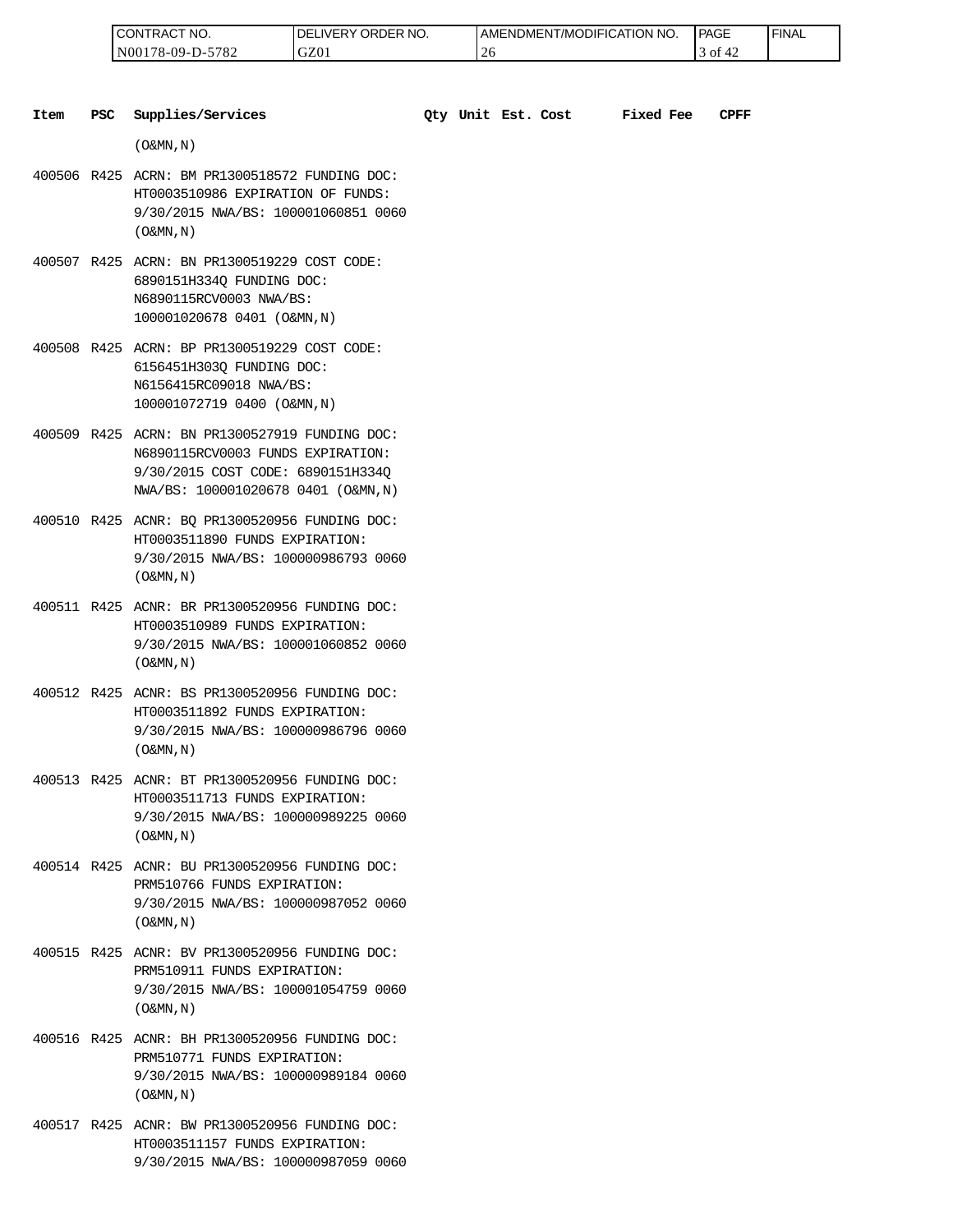| Item | PSC | Supplies/Services | Qty | Unit | Est. Cost | Fixed Fee | CPFF |
|---|---|---|---|---|---|---|---|
| | | (O&MN,N) | | | | | |
| 400506 | R425 | ACRN: BM PR1300518572 FUNDING DOC: HT0003510986 EXPIRATION OF FUNDS: 9/30/2015 NWA/BS: 100001060851 0060 (O&MN,N) | | | | | |
| 400507 | R425 | ACRN: BN PR1300519229 COST CODE: 6890151H334Q FUNDING DOC: N6890115RCV0003 NWA/BS: 100001020678 0401 (O&MN,N) | | | | | |
| 400508 | R425 | ACRN: BP PR1300519229 COST CODE: 6156451H303Q FUNDING DOC: N6156415RC09018 NWA/BS: 100001072719 0400 (O&MN,N) | | | | | |
| 400509 | R425 | ACRN: BN PR1300527919 FUNDING DOC: N6890115RCV0003 FUNDS EXPIRATION: 9/30/2015 COST CODE: 6890151H334Q NWA/BS: 100001020678 0401 (O&MN,N) | | | | | |
| 400510 | R425 | ACNR: BQ PR1300520956 FUNDING DOC: HT0003511890 FUNDS EXPIRATION: 9/30/2015 NWA/BS: 100000986793 0060 (O&MN,N) | | | | | |
| 400511 | R425 | ACNR: BR PR1300520956 FUNDING DOC: HT0003510989 FUNDS EXPIRATION: 9/30/2015 NWA/BS: 100001060852 0060 (O&MN,N) | | | | | |
| 400512 | R425 | ACNR: BS PR1300520956 FUNDING DOC: HT0003511892 FUNDS EXPIRATION: 9/30/2015 NWA/BS: 100000986796 0060 (O&MN,N) | | | | | |
| 400513 | R425 | ACNR: BT PR1300520956 FUNDING DOC: HT0003511713 FUNDS EXPIRATION: 9/30/2015 NWA/BS: 100000989225 0060 (O&MN,N) | | | | | |
| 400514 | R425 | ACNR: BU PR1300520956 FUNDING DOC: PRM510766 FUNDS EXPIRATION: 9/30/2015 NWA/BS: 100000987052 0060 (O&MN,N) | | | | | |
| 400515 | R425 | ACNR: BV PR1300520956 FUNDING DOC: PRM510911 FUNDS EXPIRATION: 9/30/2015 NWA/BS: 100001054759 0060 (O&MN,N) | | | | | |
| 400516 | R425 | ACNR: BH PR1300520956 FUNDING DOC: PRM510771 FUNDS EXPIRATION: 9/30/2015 NWA/BS: 100000989184 0060 (O&MN,N) | | | | | |
| 400517 | R425 | ACNR: BW PR1300520956 FUNDING DOC: HT0003511157 FUNDS EXPIRATION: 9/30/2015 NWA/BS: 100000987059 0060 | | | | | |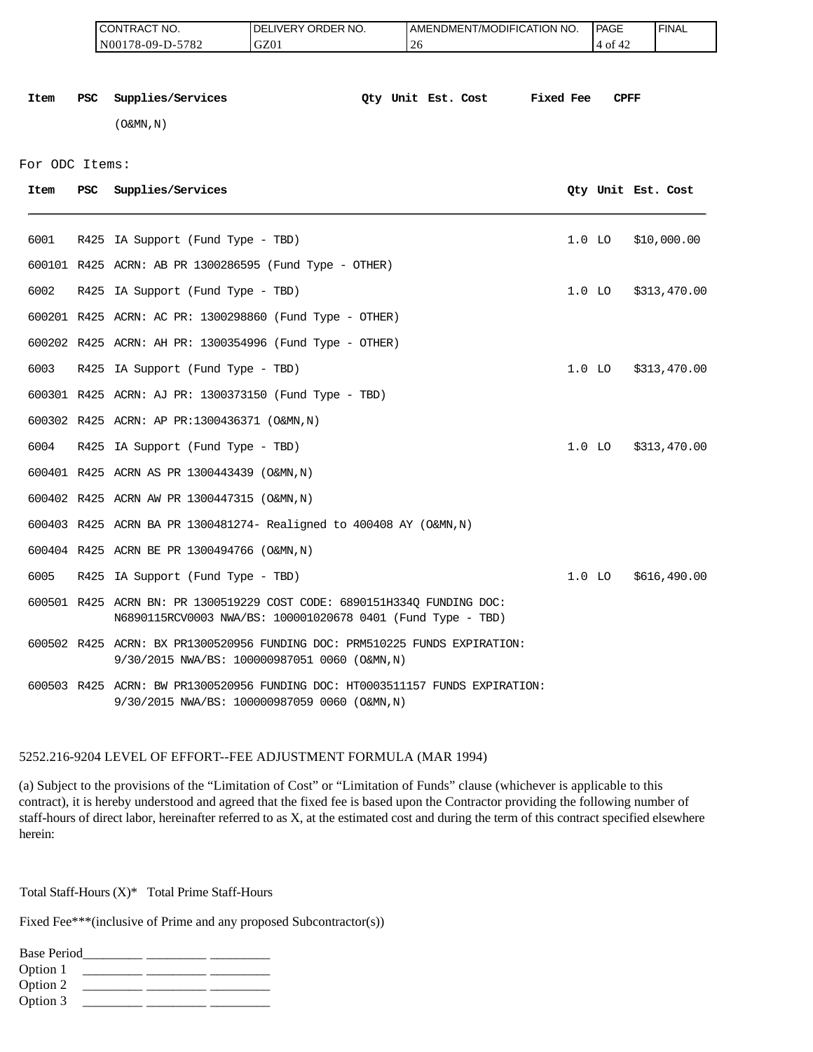| Item | PSC | Supplies/Services | Qty | Unit | Est. Cost | Fixed Fee | CPFF |
|---|---|---|---|---|---|---|---|
| | | (O&MN,N) | | | | | |

For ODC Items:

| Item | PSC | Supplies/Services | Qty | Unit | Est. Cost |
|---|---|---|---|---|---|
| 6001 | R425 | IA Support (Fund Type - TBD) | 1.0 | LO | $10,000.00 |
| 600101 | R425 | ACRN: AB PR 1300286595 (Fund Type - OTHER) | | | |
| 6002 | R425 | IA Support (Fund Type - TBD) | 1.0 | LO | $313,470.00 |
| 600201 | R425 | ACRN: AC PR: 1300298860 (Fund Type - OTHER) | | | |
| 600202 | R425 | ACRN: AH PR: 1300354996 (Fund Type - OTHER) | | | |
| 6003 | R425 | IA Support (Fund Type - TBD) | 1.0 | LO | $313,470.00 |
| 600301 | R425 | ACRN: AJ PR: 1300373150 (Fund Type - TBD) | | | |
| 600302 | R425 | ACRN: AP PR:1300436371 (O&MN,N) | | | |
| 6004 | R425 | IA Support (Fund Type - TBD) | 1.0 | LO | $313,470.00 |
| 600401 | R425 | ACRN AS PR 1300443439 (O&MN,N) | | | |
| 600402 | R425 | ACRN AW PR 1300447315 (O&MN,N) | | | |
| 600403 | R425 | ACRN BA PR 1300481274- Realigned to 400408 AY (O&MN,N) | | | |
| 600404 | R425 | ACRN BE PR 1300494766 (O&MN,N) | | | |
| 6005 | R425 | IA Support (Fund Type - TBD) | 1.0 | LO | $616,490.00 |
| 600501 | R425 | ACRN BN: PR 1300519229 COST CODE: 6890151H334Q FUNDING DOC: N6890115RCV0003 NWA/BS: 100001020678 0401 (Fund Type - TBD) | | | |
| 600502 | R425 | ACRN: BX PR1300520956 FUNDING DOC: PRM510225 FUNDS EXPIRATION: 9/30/2015 NWA/BS: 100000987051 0060 (O&MN,N) | | | |
| 600503 | R425 | ACRN: BW PR1300520956 FUNDING DOC: HT0003511157 FUNDS EXPIRATION: 9/30/2015 NWA/BS: 100000987059 0060 (O&MN,N) | | | |

5252.216-9204 LEVEL OF EFFORT--FEE ADJUSTMENT FORMULA (MAR 1994)

(a) Subject to the provisions of the "Limitation of Cost" or "Limitation of Funds" clause (whichever is applicable to this contract), it is hereby understood and agreed that the fixed fee is based upon the Contractor providing the following number of staff-hours of direct labor, hereinafter referred to as X, at the estimated cost and during the term of this contract specified elsewhere herein:

Total Staff-Hours (X)* Total Prime Staff-Hours

Fixed Fee***(inclusive of Prime and any proposed Subcontractor(s))

Base Period_________ _________ _________
Option 1 _________ _________ _________
Option 2 _________ _________ _________
Option 3 _________ _________ _________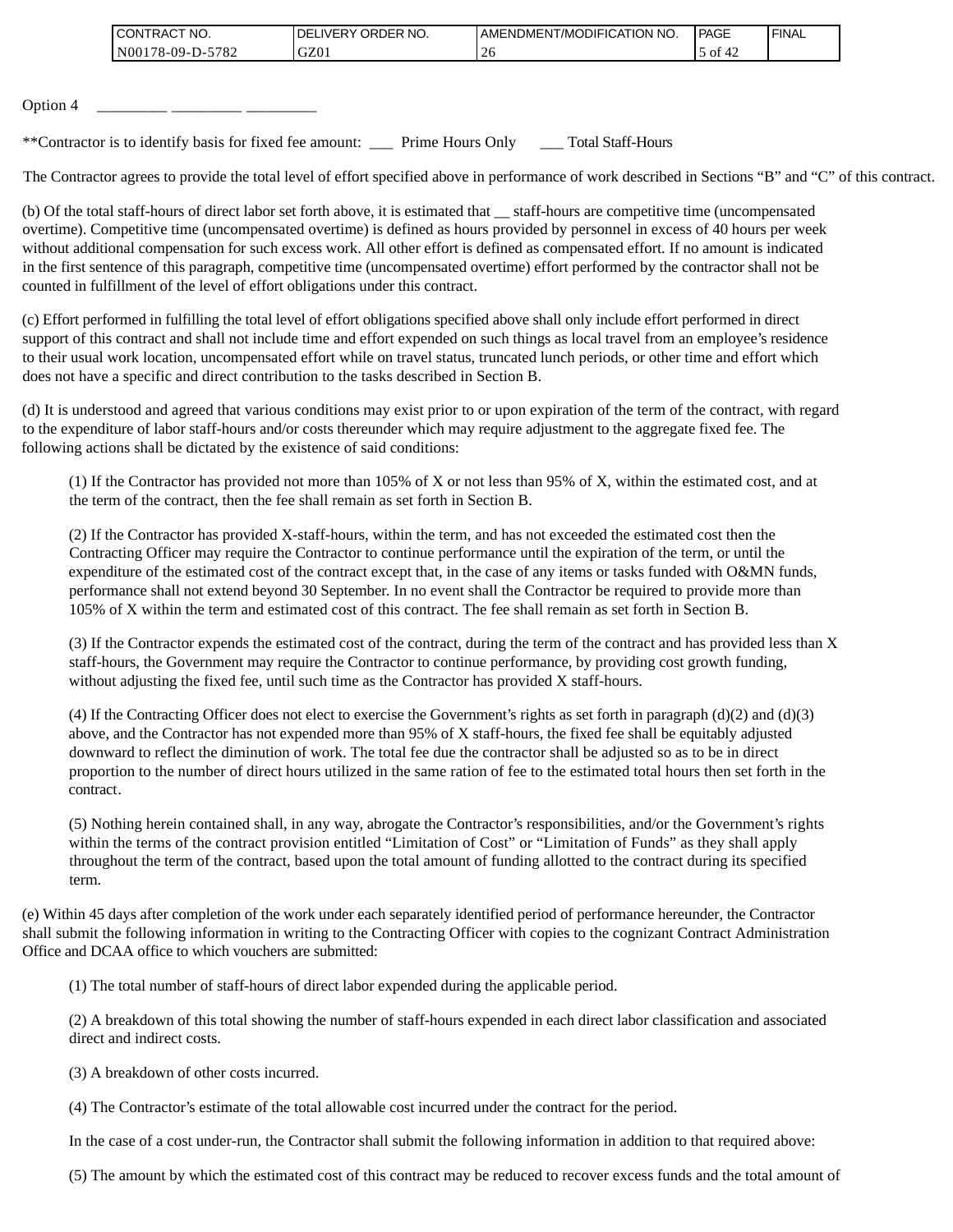Option 4 _________ _________ _________

**Contractor is to identify basis for fixed fee amount: ___ Prime Hours Only ___ Total Staff-Hours

The Contractor agrees to provide the total level of effort specified above in performance of work described in Sections "B" and "C" of this contract.

(b) Of the total staff-hours of direct labor set forth above, it is estimated that __ staff-hours are competitive time (uncompensated overtime). Competitive time (uncompensated overtime) is defined as hours provided by personnel in excess of 40 hours per week without additional compensation for such excess work. All other effort is defined as compensated effort. If no amount is indicated in the first sentence of this paragraph, competitive time (uncompensated overtime) effort performed by the contractor shall not be counted in fulfillment of the level of effort obligations under this contract.

(c) Effort performed in fulfilling the total level of effort obligations specified above shall only include effort performed in direct support of this contract and shall not include time and effort expended on such things as local travel from an employee's residence to their usual work location, uncompensated effort while on travel status, truncated lunch periods, or other time and effort which does not have a specific and direct contribution to the tasks described in Section B.

(d) It is understood and agreed that various conditions may exist prior to or upon expiration of the term of the contract, with regard to the expenditure of labor staff-hours and/or costs thereunder which may require adjustment to the aggregate fixed fee. The following actions shall be dictated by the existence of said conditions:

(1) If the Contractor has provided not more than 105% of X or not less than 95% of X, within the estimated cost, and at the term of the contract, then the fee shall remain as set forth in Section B.

(2) If the Contractor has provided X-staff-hours, within the term, and has not exceeded the estimated cost then the Contracting Officer may require the Contractor to continue performance until the expiration of the term, or until the expenditure of the estimated cost of the contract except that, in the case of any items or tasks funded with O&MN funds, performance shall not extend beyond 30 September. In no event shall the Contractor be required to provide more than 105% of X within the term and estimated cost of this contract. The fee shall remain as set forth in Section B.

(3) If the Contractor expends the estimated cost of the contract, during the term of the contract and has provided less than X staff-hours, the Government may require the Contractor to continue performance, by providing cost growth funding, without adjusting the fixed fee, until such time as the Contractor has provided X staff-hours.

(4) If the Contracting Officer does not elect to exercise the Government's rights as set forth in paragraph (d)(2) and (d)(3) above, and the Contractor has not expended more than 95% of X staff-hours, the fixed fee shall be equitably adjusted downward to reflect the diminution of work. The total fee due the contractor shall be adjusted so as to be in direct proportion to the number of direct hours utilized in the same ration of fee to the estimated total hours then set forth in the contract.

(5) Nothing herein contained shall, in any way, abrogate the Contractor's responsibilities, and/or the Government's rights within the terms of the contract provision entitled "Limitation of Cost" or "Limitation of Funds" as they shall apply throughout the term of the contract, based upon the total amount of funding allotted to the contract during its specified term.

(e) Within 45 days after completion of the work under each separately identified period of performance hereunder, the Contractor shall submit the following information in writing to the Contracting Officer with copies to the cognizant Contract Administration Office and DCAA office to which vouchers are submitted:

(1) The total number of staff-hours of direct labor expended during the applicable period.

(2) A breakdown of this total showing the number of staff-hours expended in each direct labor classification and associated direct and indirect costs.

(3) A breakdown of other costs incurred.

(4) The Contractor's estimate of the total allowable cost incurred under the contract for the period.

In the case of a cost under-run, the Contractor shall submit the following information in addition to that required above:

(5) The amount by which the estimated cost of this contract may be reduced to recover excess funds and the total amount of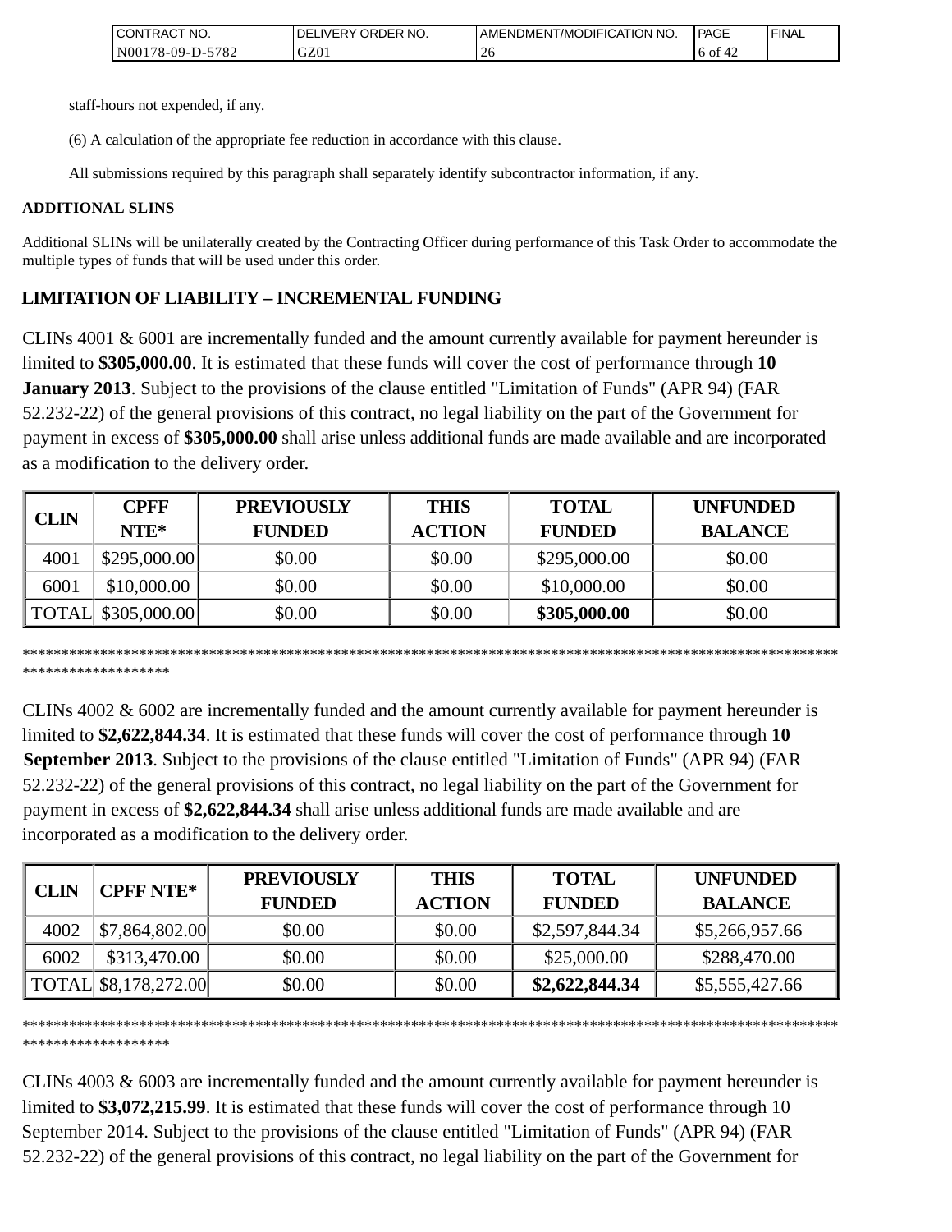staff-hours not expended, if any.

(6) A calculation of the appropriate fee reduction in accordance with this clause.

All submissions required by this paragraph shall separately identify subcontractor information, if any.

**ADDITIONAL SLINS**

Additional SLINs will be unilaterally created by the Contracting Officer during performance of this Task Order to accommodate the multiple types of funds that will be used under this order.

## LIMITATION OF LIABILITY – INCREMENTAL FUNDING

CLINs 4001 & 6001 are incrementally funded and the amount currently available for payment hereunder is limited to **$305,000.00**. It is estimated that these funds will cover the cost of performance through **10 January 2013**. Subject to the provisions of the clause entitled "Limitation of Funds" (APR 94) (FAR 52.232-22) of the general provisions of this contract, no legal liability on the part of the Government for payment in excess of **$305,000.00** shall arise unless additional funds are made available and are incorporated as a modification to the delivery order.

| CLIN | CPFF NTE* | PREVIOUSLY FUNDED | THIS ACTION | TOTAL FUNDED | UNFUNDED BALANCE |
|---|---|---|---|---|---|
| 4001 | $295,000.00 | $0.00 | $0.00 | $295,000.00 | $0.00 |
| 6001 | $10,000.00 | $0.00 | $0.00 | $10,000.00 | $0.00 |
| TOTAL | $305,000.00 | $0.00 | $0.00 | **$305,000.00** | $0.00 |

****************************************************************************************************************************

CLINs 4002 & 6002 are incrementally funded and the amount currently available for payment hereunder is limited to **$2,622,844.34**. It is estimated that these funds will cover the cost of performance through **10 September 2013**. Subject to the provisions of the clause entitled "Limitation of Funds" (APR 94) (FAR 52.232-22) of the general provisions of this contract, no legal liability on the part of the Government for payment in excess of **$2,622,844.34** shall arise unless additional funds are made available and are incorporated as a modification to the delivery order.

| CLIN | CPFF NTE* | PREVIOUSLY FUNDED | THIS ACTION | TOTAL FUNDED | UNFUNDED BALANCE |
|---|---|---|---|---|---|
| 4002 | $7,864,802.00 | $0.00 | $0.00 | $2,597,844.34 | $5,266,957.66 |
| 6002 | $313,470.00 | $0.00 | $0.00 | $25,000.00 | $288,470.00 |
| TOTAL | $8,178,272.00 | $0.00 | $0.00 | **$2,622,844.34** | $5,555,427.66 |

****************************************************************************************************************************

CLINs 4003 & 6003 are incrementally funded and the amount currently available for payment hereunder is limited to **$3,072,215.99**. It is estimated that these funds will cover the cost of performance through 10 September 2014. Subject to the provisions of the clause entitled "Limitation of Funds" (APR 94) (FAR 52.232-22) of the general provisions of this contract, no legal liability on the part of the Government for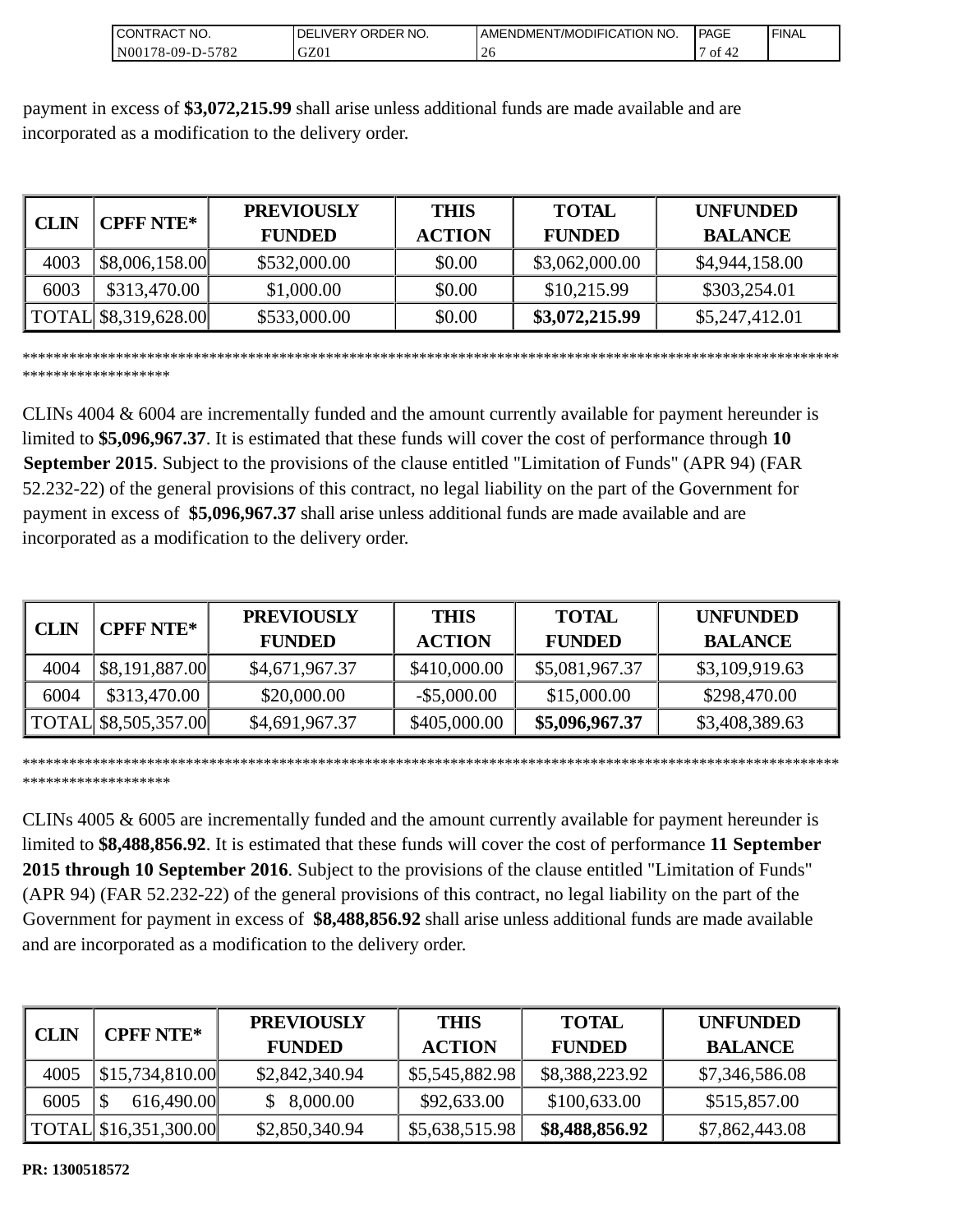payment in excess of **$3,072,215.99** shall arise unless additional funds are made available and are incorporated as a modification to the delivery order.

| CLIN | CPFF NTE* | PREVIOUSLY FUNDED | THIS ACTION | TOTAL FUNDED | UNFUNDED BALANCE |
|---|---|---|---|---|---|
| 4003 | $8,006,158.00 | $532,000.00 | $0.00 | $3,062,000.00 | $4,944,158.00 |
| 6003 | $313,470.00 | $1,000.00 | $0.00 | $10,215.99 | $303,254.01 |
| TOTAL | $8,319,628.00 | $533,000.00 | $0.00 | **$3,072,215.99** | $5,247,412.01 |

*************************************************************************************************************************

CLINs 4004 & 6004 are incrementally funded and the amount currently available for payment hereunder is limited to **$5,096,967.37**. It is estimated that these funds will cover the cost of performance through **10 September 2015**. Subject to the provisions of the clause entitled "Limitation of Funds" (APR 94) (FAR 52.232-22) of the general provisions of this contract, no legal liability on the part of the Government for payment in excess of **$5,096,967.37** shall arise unless additional funds are made available and are incorporated as a modification to the delivery order.

| CLIN | CPFF NTE* | PREVIOUSLY FUNDED | THIS ACTION | TOTAL FUNDED | UNFUNDED BALANCE |
|---|---|---|---|---|---|
| 4004 | $8,191,887.00 | $4,671,967.37 | $410,000.00 | $5,081,967.37 | $3,109,919.63 |
| 6004 | $313,470.00 | $20,000.00 | -$5,000.00 | $15,000.00 | $298,470.00 |
| TOTAL | $8,505,357.00 | $4,691,967.37 | $405,000.00 | **$5,096,967.37** | $3,408,389.63 |

*************************************************************************************************************************

CLINs 4005 & 6005 are incrementally funded and the amount currently available for payment hereunder is limited to **$8,488,856.92**. It is estimated that these funds will cover the cost of performance **11 September 2015 through 10 September 2016**. Subject to the provisions of the clause entitled "Limitation of Funds" (APR 94) (FAR 52.232-22) of the general provisions of this contract, no legal liability on the part of the Government for payment in excess of **$8,488,856.92** shall arise unless additional funds are made available and are incorporated as a modification to the delivery order.

| CLIN | CPFF NTE* | PREVIOUSLY FUNDED | THIS ACTION | TOTAL FUNDED | UNFUNDED BALANCE |
|---|---|---|---|---|---|
| 4005 | $15,734,810.00 | $2,842,340.94 | $5,545,882.98 | $8,388,223.92 | $7,346,586.08 |
| 6005 | $ 616,490.00 | $ 8,000.00 | $92,633.00 | $100,633.00 | $515,857.00 |
| TOTAL | $16,351,300.00 | $2,850,340.94 | $5,638,515.98 | **$8,488,856.92** | $7,862,443.08 |

**PR: 1300518572**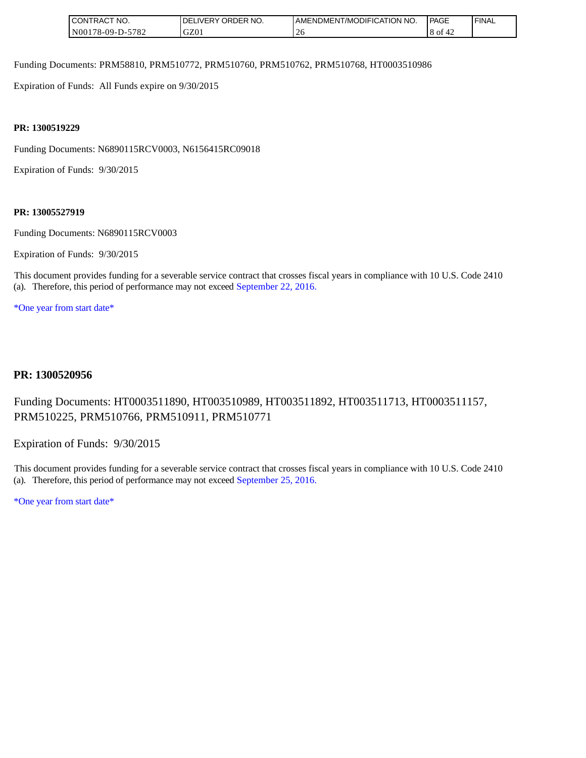Funding Documents: PRM58810, PRM510772, PRM510760, PRM510762, PRM510768, HT0003510986

Expiration of Funds: All Funds expire on 9/30/2015

**PR: 1300519229**

Funding Documents: N6890115RCV0003, N6156415RC09018

Expiration of Funds: 9/30/2015

**PR: 13005527919**

Funding Documents: N6890115RCV0003

Expiration of Funds: 9/30/2015

This document provides funding for a severable service contract that crosses fiscal years in compliance with 10 U.S. Code 2410 (a). Therefore, this period of performance may not exceed September 22, 2016.

*One year from start date*

**PR: 1300520956**

Funding Documents: HT0003511890, HT003510989, HT003511892, HT003511713, HT0003511157, PRM510225, PRM510766, PRM510911, PRM510771

Expiration of Funds: 9/30/2015

This document provides funding for a severable service contract that crosses fiscal years in compliance with 10 U.S. Code 2410 (a). Therefore, this period of performance may not exceed September 25, 2016.

*One year from start date*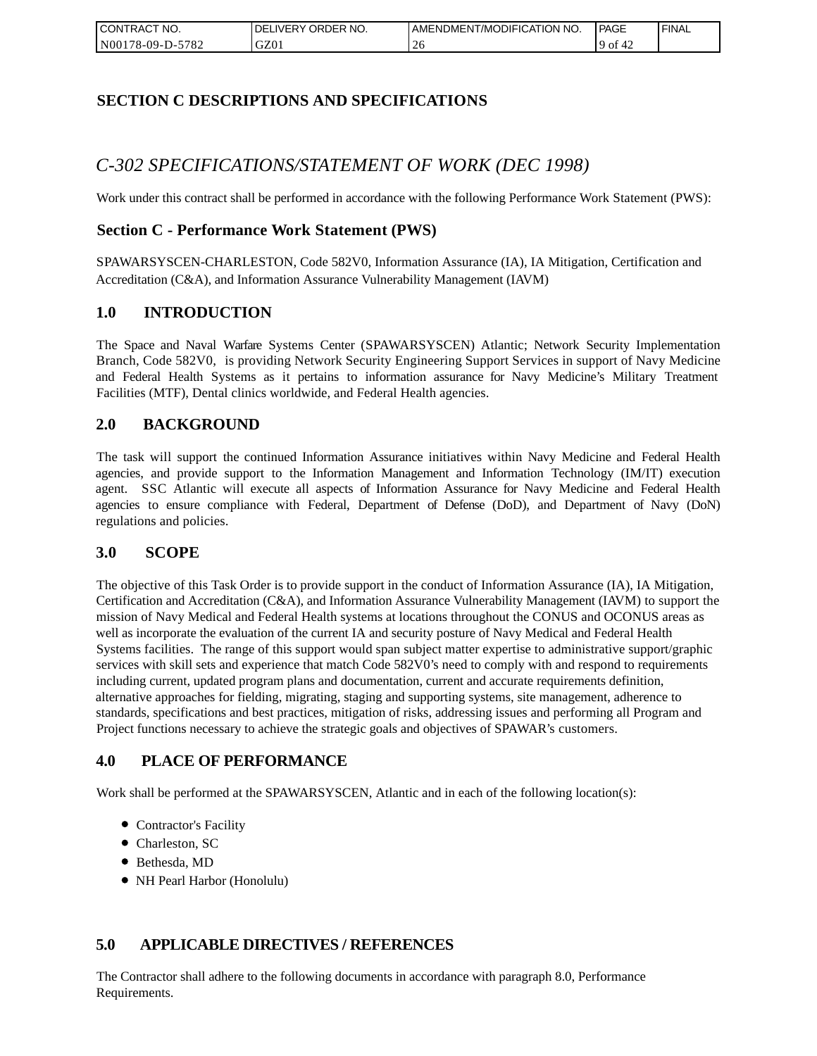# SECTION C DESCRIPTIONS AND SPECIFICATIONS

## *C-302 SPECIFICATIONS/STATEMENT OF WORK (DEC 1998)*

Work under this contract shall be performed in accordance with the following Performance Work Statement (PWS):

### Section C - Performance Work Statement (PWS)

SPAWARSYSCEN-CHARLESTON, Code 582V0, Information Assurance (IA), IA Mitigation, Certification and Accreditation (C&A), and Information Assurance Vulnerability Management (IAVM)

## 1.0 INTRODUCTION

The Space and Naval Warfare Systems Center (SPAWARSYSCEN) Atlantic; Network Security Implementation Branch, Code 582V0, is providing Network Security Engineering Support Services in support of Navy Medicine and Federal Health Systems as it pertains to information assurance for Navy Medicine's Military Treatment Facilities (MTF), Dental clinics worldwide, and Federal Health agencies.

## 2.0 BACKGROUND

The task will support the continued Information Assurance initiatives within Navy Medicine and Federal Health agencies, and provide support to the Information Management and Information Technology (IM/IT) execution agent. SSC Atlantic will execute all aspects of Information Assurance for Navy Medicine and Federal Health agencies to ensure compliance with Federal, Department of Defense (DoD), and Department of Navy (DoN) regulations and policies.

## 3.0 SCOPE

The objective of this Task Order is to provide support in the conduct of Information Assurance (IA), IA Mitigation, Certification and Accreditation (C&A), and Information Assurance Vulnerability Management (IAVM) to support the mission of Navy Medical and Federal Health systems at locations throughout the CONUS and OCONUS areas as well as incorporate the evaluation of the current IA and security posture of Navy Medical and Federal Health Systems facilities. The range of this support would span subject matter expertise to administrative support/graphic services with skill sets and experience that match Code 582V0's need to comply with and respond to requirements including current, updated program plans and documentation, current and accurate requirements definition, alternative approaches for fielding, migrating, staging and supporting systems, site management, adherence to standards, specifications and best practices, mitigation of risks, addressing issues and performing all Program and Project functions necessary to achieve the strategic goals and objectives of SPAWAR's customers.

## 4.0 PLACE OF PERFORMANCE

Work shall be performed at the SPAWARSYSCEN, Atlantic and in each of the following location(s):

- Contractor's Facility
- Charleston, SC
- Bethesda, MD
- NH Pearl Harbor (Honolulu)

## 5.0 APPLICABLE DIRECTIVES / REFERENCES

The Contractor shall adhere to the following documents in accordance with paragraph 8.0, Performance Requirements.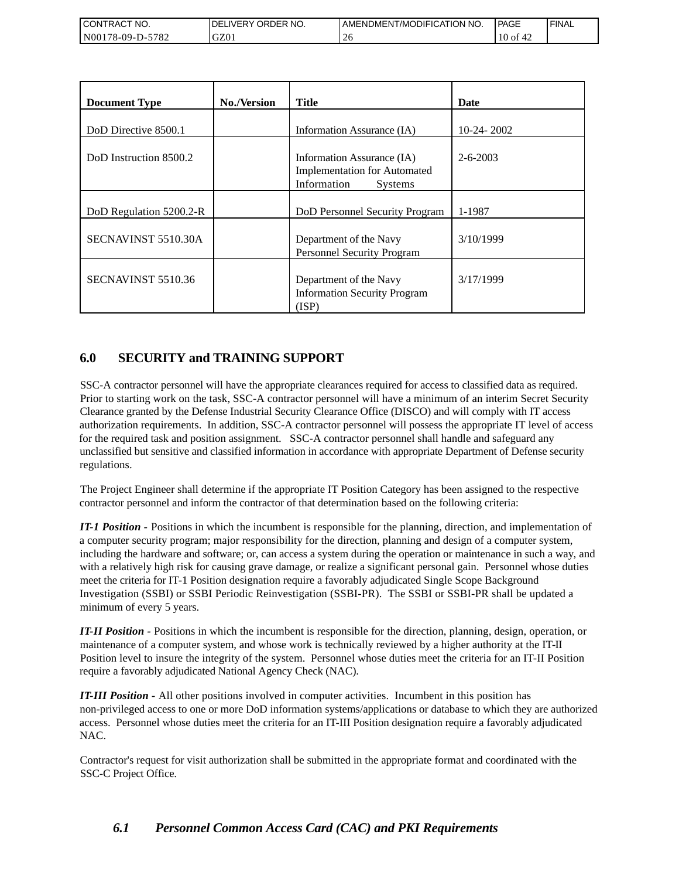| Document Type | No./Version | Title | Date |
| --- | --- | --- | --- |
| DoD Directive 8500.1 | | Information Assurance (IA) | 10-24- 2002 |
| DoD Instruction 8500.2 | | Information Assurance (IA) Implementation for Automated Information Systems | 2-6-2003 |
| DoD Regulation 5200.2-R | | DoD Personnel Security Program | 1-1987 |
| SECNAVINST 5510.30A | | Department of the Navy Personnel Security Program | 3/10/1999 |
| SECNAVINST 5510.36 | | Department of the Navy Information Security Program (ISP) | 3/17/1999 |

## 6.0 SECURITY and TRAINING SUPPORT

SSC-A contractor personnel will have the appropriate clearances required for access to classified data as required. Prior to starting work on the task, SSC-A contractor personnel will have a minimum of an interim Secret Security Clearance granted by the Defense Industrial Security Clearance Office (DISCO) and will comply with IT access authorization requirements. In addition, SSC-A contractor personnel will possess the appropriate IT level of access for the required task and position assignment. SSC-A contractor personnel shall handle and safeguard any unclassified but sensitive and classified information in accordance with appropriate Department of Defense security regulations.

The Project Engineer shall determine if the appropriate IT Position Category has been assigned to the respective contractor personnel and inform the contractor of that determination based on the following criteria:

***IT-1 Position -*** Positions in which the incumbent is responsible for the planning, direction, and implementation of a computer security program; major responsibility for the direction, planning and design of a computer system, including the hardware and software; or, can access a system during the operation or maintenance in such a way, and with a relatively high risk for causing grave damage, or realize a significant personal gain. Personnel whose duties meet the criteria for IT-1 Position designation require a favorably adjudicated Single Scope Background Investigation (SSBI) or SSBI Periodic Reinvestigation (SSBI-PR). The SSBI or SSBI-PR shall be updated a minimum of every 5 years.

***IT-II Position -*** Positions in which the incumbent is responsible for the direction, planning, design, operation, or maintenance of a computer system, and whose work is technically reviewed by a higher authority at the IT-II Position level to insure the integrity of the system. Personnel whose duties meet the criteria for an IT-II Position require a favorably adjudicated National Agency Check (NAC).

***IT-III Position -*** All other positions involved in computer activities. Incumbent in this position has non-privileged access to one or more DoD information systems/applications or database to which they are authorized access. Personnel whose duties meet the criteria for an IT-III Position designation require a favorably adjudicated NAC.

Contractor's request for visit authorization shall be submitted in the appropriate format and coordinated with the SSC-C Project Office.

### *6.1 Personnel Common Access Card (CAC) and PKI Requirements*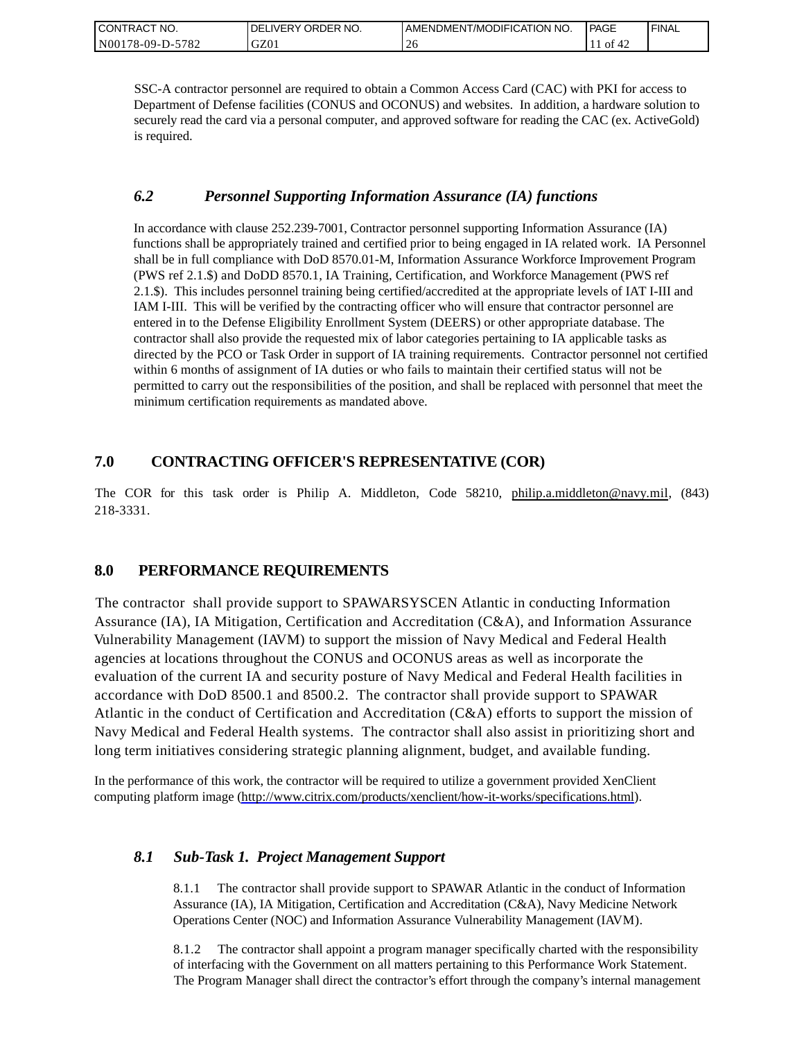SSC-A contractor personnel are required to obtain a Common Access Card (CAC) with PKI for access to Department of Defense facilities (CONUS and OCONUS) and websites. In addition, a hardware solution to securely read the card via a personal computer, and approved software for reading the CAC (ex. ActiveGold) is required.

### *6.2 Personnel Supporting Information Assurance (IA) functions*

In accordance with clause 252.239-7001, Contractor personnel supporting Information Assurance (IA) functions shall be appropriately trained and certified prior to being engaged in IA related work. IA Personnel shall be in full compliance with DoD 8570.01-M, Information Assurance Workforce Improvement Program (PWS ref 2.1.$) and DoDD 8570.1, IA Training, Certification, and Workforce Management (PWS ref 2.1.$). This includes personnel training being certified/accredited at the appropriate levels of IAT I-III and IAM I-III. This will be verified by the contracting officer who will ensure that contractor personnel are entered in to the Defense Eligibility Enrollment System (DEERS) or other appropriate database. The contractor shall also provide the requested mix of labor categories pertaining to IA applicable tasks as directed by the PCO or Task Order in support of IA training requirements. Contractor personnel not certified within 6 months of assignment of IA duties or who fails to maintain their certified status will not be permitted to carry out the responsibilities of the position, and shall be replaced with personnel that meet the minimum certification requirements as mandated above.

## 7.0 CONTRACTING OFFICER'S REPRESENTATIVE (COR)

The COR for this task order is Philip A. Middleton, Code 58210, philip.a.middleton@navy.mil, (843) 218-3331.

## 8.0 PERFORMANCE REQUIREMENTS

The contractor shall provide support to SPAWARSYSCEN Atlantic in conducting Information Assurance (IA), IA Mitigation, Certification and Accreditation (C&A), and Information Assurance Vulnerability Management (IAVM) to support the mission of Navy Medical and Federal Health agencies at locations throughout the CONUS and OCONUS areas as well as incorporate the evaluation of the current IA and security posture of Navy Medical and Federal Health facilities in accordance with DoD 8500.1 and 8500.2. The contractor shall provide support to SPAWAR Atlantic in the conduct of Certification and Accreditation (C&A) efforts to support the mission of Navy Medical and Federal Health systems. The contractor shall also assist in prioritizing short and long term initiatives considering strategic planning alignment, budget, and available funding.

In the performance of this work, the contractor will be required to utilize a government provided XenClient computing platform image (http://www.citrix.com/products/xenclient/how-it-works/specifications.html).

### *8.1 Sub-Task 1. Project Management Support*

8.1.1 The contractor shall provide support to SPAWAR Atlantic in the conduct of Information Assurance (IA), IA Mitigation, Certification and Accreditation (C&A), Navy Medicine Network Operations Center (NOC) and Information Assurance Vulnerability Management (IAVM).

8.1.2 The contractor shall appoint a program manager specifically charted with the responsibility of interfacing with the Government on all matters pertaining to this Performance Work Statement. The Program Manager shall direct the contractor's effort through the company's internal management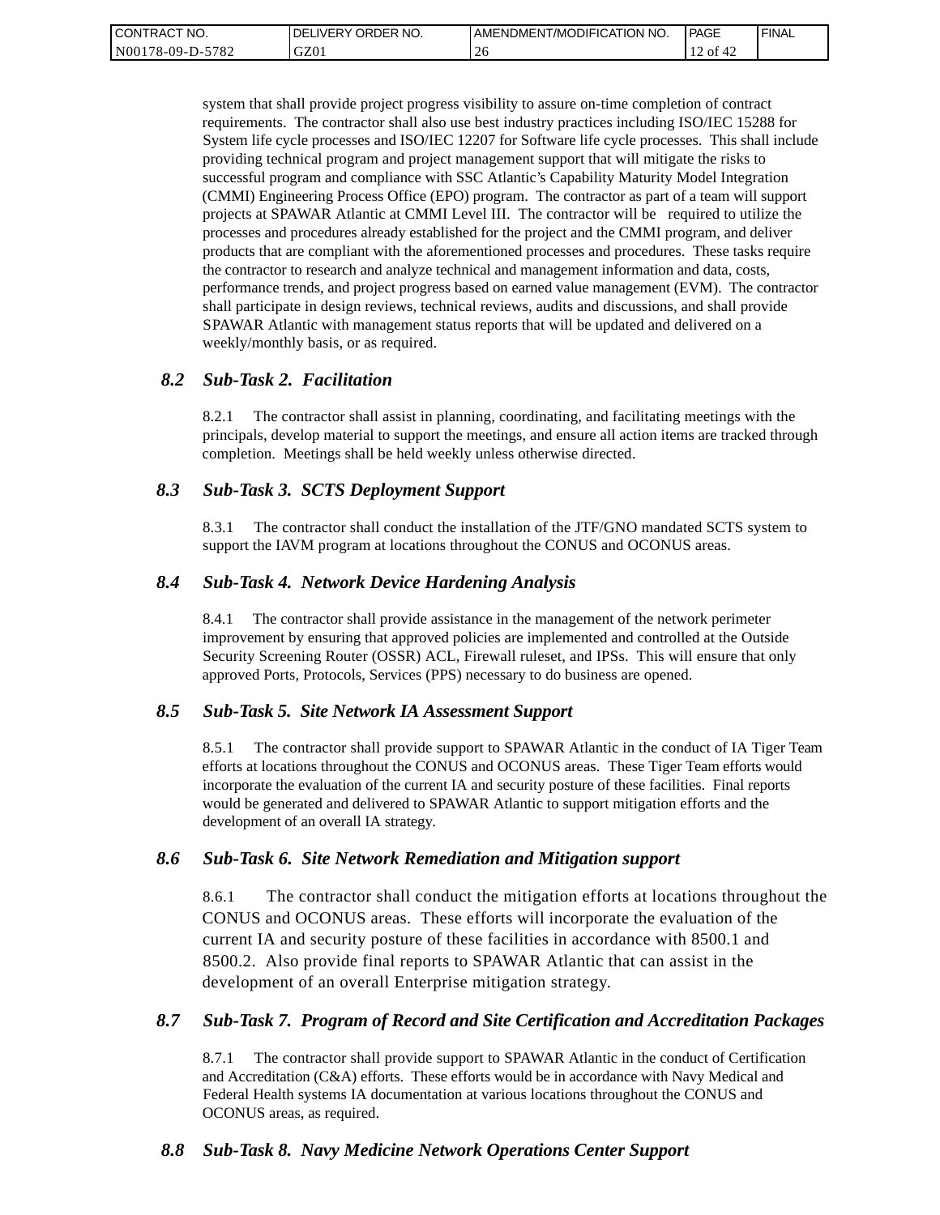system that shall provide project progress visibility to assure on-time completion of contract requirements. The contractor shall also use best industry practices including ISO/IEC 15288 for System life cycle processes and ISO/IEC 12207 for Software life cycle processes. This shall include providing technical program and project management support that will mitigate the risks to successful program and compliance with SSC Atlantic's Capability Maturity Model Integration (CMMI) Engineering Process Office (EPO) program. The contractor as part of a team will support projects at SPAWAR Atlantic at CMMI Level III. The contractor will be required to utilize the processes and procedures already established for the project and the CMMI program, and deliver products that are compliant with the aforementioned processes and procedures. These tasks require the contractor to research and analyze technical and management information and data, costs, performance trends, and project progress based on earned value management (EVM). The contractor shall participate in design reviews, technical reviews, audits and discussions, and shall provide SPAWAR Atlantic with management status reports that will be updated and delivered on a weekly/monthly basis, or as required.

### *8.2 Sub-Task 2. Facilitation*

8.2.1 The contractor shall assist in planning, coordinating, and facilitating meetings with the principals, develop material to support the meetings, and ensure all action items are tracked through completion. Meetings shall be held weekly unless otherwise directed.

### *8.3 Sub-Task 3. SCTS Deployment Support*

8.3.1 The contractor shall conduct the installation of the JTF/GNO mandated SCTS system to support the IAVM program at locations throughout the CONUS and OCONUS areas.

### *8.4 Sub-Task 4. Network Device Hardening Analysis*

8.4.1 The contractor shall provide assistance in the management of the network perimeter improvement by ensuring that approved policies are implemented and controlled at the Outside Security Screening Router (OSSR) ACL, Firewall ruleset, and IPSs. This will ensure that only approved Ports, Protocols, Services (PPS) necessary to do business are opened.

### *8.5 Sub-Task 5. Site Network IA Assessment Support*

8.5.1 The contractor shall provide support to SPAWAR Atlantic in the conduct of IA Tiger Team efforts at locations throughout the CONUS and OCONUS areas. These Tiger Team efforts would incorporate the evaluation of the current IA and security posture of these facilities. Final reports would be generated and delivered to SPAWAR Atlantic to support mitigation efforts and the development of an overall IA strategy.

### *8.6 Sub-Task 6. Site Network Remediation and Mitigation support*

8.6.1 The contractor shall conduct the mitigation efforts at locations throughout the CONUS and OCONUS areas. These efforts will incorporate the evaluation of the current IA and security posture of these facilities in accordance with 8500.1 and 8500.2. Also provide final reports to SPAWAR Atlantic that can assist in the development of an overall Enterprise mitigation strategy.

### *8.7 Sub-Task 7. Program of Record and Site Certification and Accreditation Packages*

8.7.1 The contractor shall provide support to SPAWAR Atlantic in the conduct of Certification and Accreditation (C&A) efforts. These efforts would be in accordance with Navy Medical and Federal Health systems IA documentation at various locations throughout the CONUS and OCONUS areas, as required.

### *8.8 Sub-Task 8. Navy Medicine Network Operations Center Support*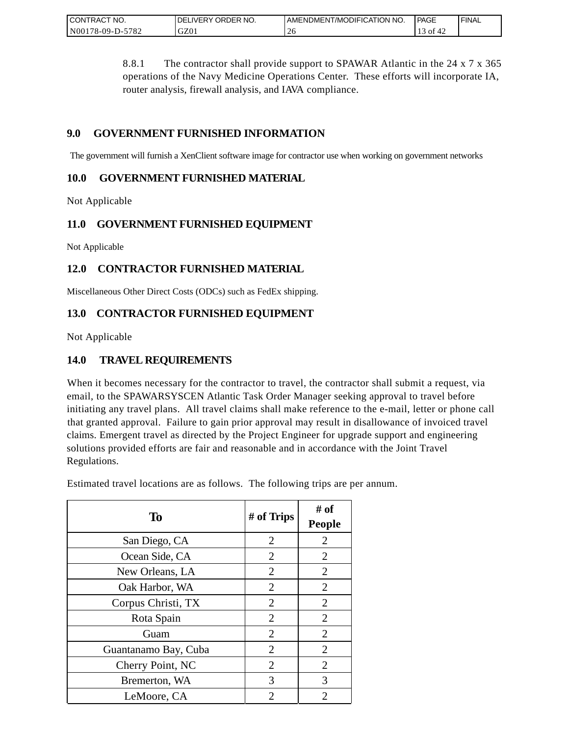8.8.1 The contractor shall provide support to SPAWAR Atlantic in the 24 x 7 x 365 operations of the Navy Medicine Operations Center. These efforts will incorporate IA, router analysis, firewall analysis, and IAVA compliance.

## 9.0 GOVERNMENT FURNISHED INFORMATION

The government will furnish a XenClient software image for contractor use when working on government networks

## 10.0 GOVERNMENT FURNISHED MATERIAL

Not Applicable

## 11.0 GOVERNMENT FURNISHED EQUIPMENT

Not Applicable

## 12.0 CONTRACTOR FURNISHED MATERIAL

Miscellaneous Other Direct Costs (ODCs) such as FedEx shipping.

## 13.0 CONTRACTOR FURNISHED EQUIPMENT

Not Applicable

## 14.0 TRAVEL REQUIREMENTS

When it becomes necessary for the contractor to travel, the contractor shall submit a request, via email, to the SPAWARSYSCEN Atlantic Task Order Manager seeking approval to travel before initiating any travel plans. All travel claims shall make reference to the e-mail, letter or phone call that granted approval. Failure to gain prior approval may result in disallowance of invoiced travel claims. Emergent travel as directed by the Project Engineer for upgrade support and engineering solutions provided efforts are fair and reasonable and in accordance with the Joint Travel Regulations.

Estimated travel locations are as follows. The following trips are per annum.

| To | # of Trips | # of People |
|---|---|---|
| San Diego, CA | 2 | 2 |
| Ocean Side, CA | 2 | 2 |
| New Orleans, LA | 2 | 2 |
| Oak Harbor, WA | 2 | 2 |
| Corpus Christi, TX | 2 | 2 |
| Rota Spain | 2 | 2 |
| Guam | 2 | 2 |
| Guantanamo Bay, Cuba | 2 | 2 |
| Cherry Point, NC | 2 | 2 |
| Bremerton, WA | 3 | 3 |
| LeMoore, CA | 2 | 2 |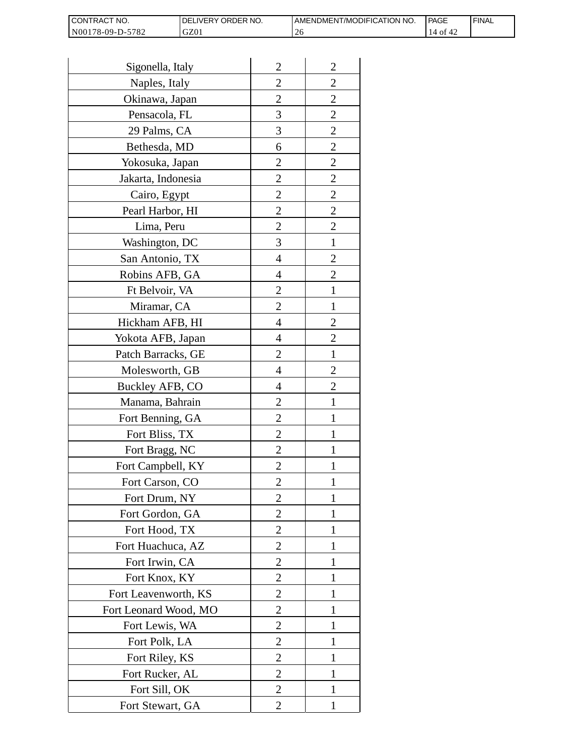| | | |
|---|---|---|
| Sigonella, Italy | 2 | 2 |
| Naples, Italy | 2 | 2 |
| Okinawa, Japan | 2 | 2 |
| Pensacola, FL | 3 | 2 |
| 29 Palms, CA | 3 | 2 |
| Bethesda, MD | 6 | 2 |
| Yokosuka, Japan | 2 | 2 |
| Jakarta, Indonesia | 2 | 2 |
| Cairo, Egypt | 2 | 2 |
| Pearl Harbor, HI | 2 | 2 |
| Lima, Peru | 2 | 2 |
| Washington, DC | 3 | 1 |
| San Antonio, TX | 4 | 2 |
| Robins AFB, GA | 4 | 2 |
| Ft Belvoir, VA | 2 | 1 |
| Miramar, CA | 2 | 1 |
| Hickham AFB, HI | 4 | 2 |
| Yokota AFB, Japan | 4 | 2 |
| Patch Barracks, GE | 2 | 1 |
| Molesworth, GB | 4 | 2 |
| Buckley AFB, CO | 4 | 2 |
| Manama, Bahrain | 2 | 1 |
| Fort Benning, GA | 2 | 1 |
| Fort Bliss, TX | 2 | 1 |
| Fort Bragg, NC | 2 | 1 |
| Fort Campbell, KY | 2 | 1 |
| Fort Carson, CO | 2 | 1 |
| Fort Drum, NY | 2 | 1 |
| Fort Gordon, GA | 2 | 1 |
| Fort Hood, TX | 2 | 1 |
| Fort Huachuca, AZ | 2 | 1 |
| Fort Irwin, CA | 2 | 1 |
| Fort Knox, KY | 2 | 1 |
| Fort Leavenworth, KS | 2 | 1 |
| Fort Leonard Wood, MO | 2 | 1 |
| Fort Lewis, WA | 2 | 1 |
| Fort Polk, LA | 2 | 1 |
| Fort Riley, KS | 2 | 1 |
| Fort Rucker, AL | 2 | 1 |
| Fort Sill, OK | 2 | 1 |
| Fort Stewart, GA | 2 | 1 |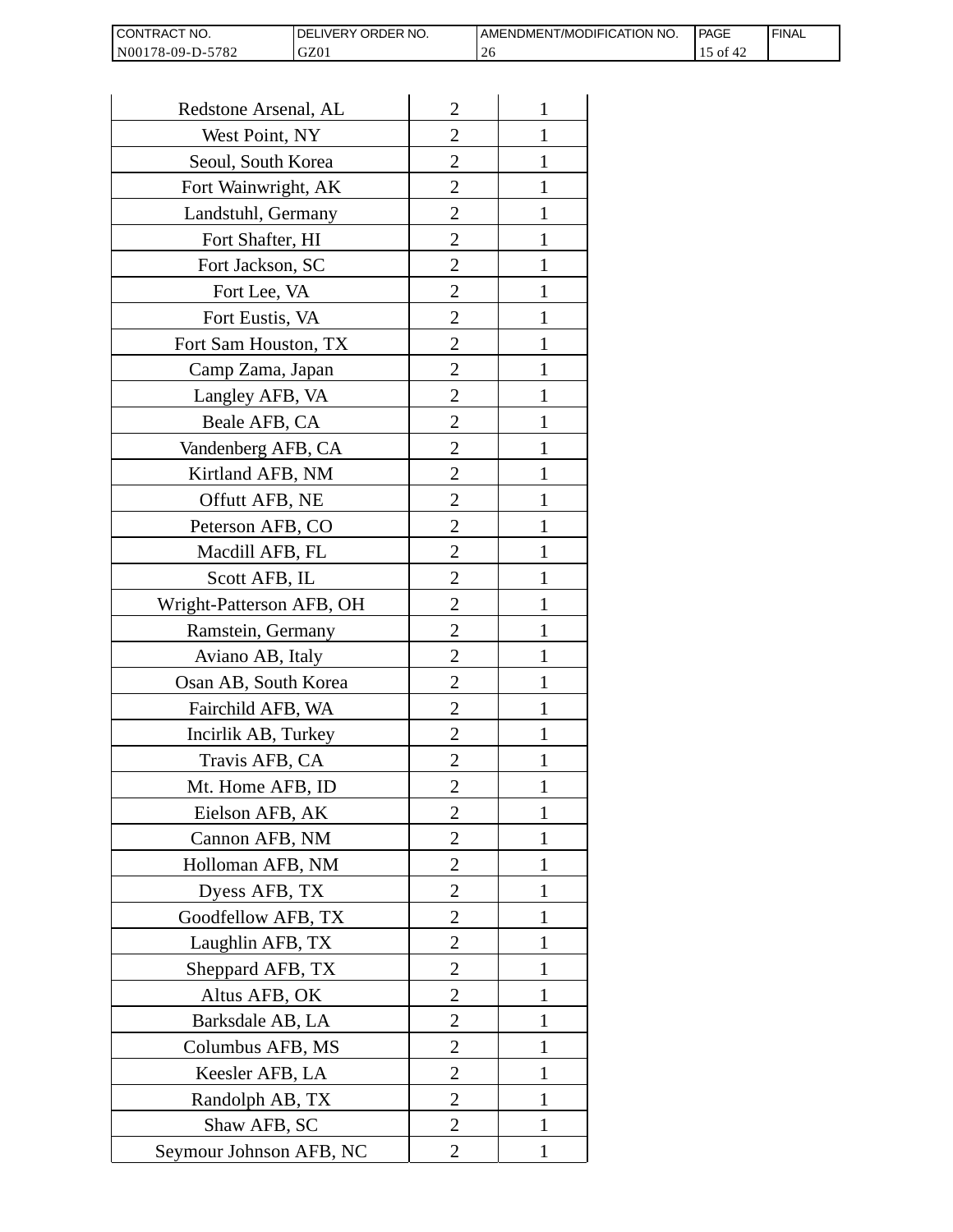| | | |
|---|---|---|
| Redstone Arsenal, AL | 2 | 1 |
| West Point, NY | 2 | 1 |
| Seoul, South Korea | 2 | 1 |
| Fort Wainwright, AK | 2 | 1 |
| Landstuhl, Germany | 2 | 1 |
| Fort Shafter, HI | 2 | 1 |
| Fort Jackson, SC | 2 | 1 |
| Fort Lee, VA | 2 | 1 |
| Fort Eustis, VA | 2 | 1 |
| Fort Sam Houston, TX | 2 | 1 |
| Camp Zama, Japan | 2 | 1 |
| Langley AFB, VA | 2 | 1 |
| Beale AFB, CA | 2 | 1 |
| Vandenberg AFB, CA | 2 | 1 |
| Kirtland AFB, NM | 2 | 1 |
| Offutt AFB, NE | 2 | 1 |
| Peterson AFB, CO | 2 | 1 |
| Macdill AFB, FL | 2 | 1 |
| Scott AFB, IL | 2 | 1 |
| Wright-Patterson AFB, OH | 2 | 1 |
| Ramstein, Germany | 2 | 1 |
| Aviano AB, Italy | 2 | 1 |
| Osan AB, South Korea | 2 | 1 |
| Fairchild AFB, WA | 2 | 1 |
| Incirlik AB, Turkey | 2 | 1 |
| Travis AFB, CA | 2 | 1 |
| Mt. Home AFB, ID | 2 | 1 |
| Eielson AFB, AK | 2 | 1 |
| Cannon AFB, NM | 2 | 1 |
| Holloman AFB, NM | 2 | 1 |
| Dyess AFB, TX | 2 | 1 |
| Goodfellow AFB, TX | 2 | 1 |
| Laughlin AFB, TX | 2 | 1 |
| Sheppard AFB, TX | 2 | 1 |
| Altus AFB, OK | 2 | 1 |
| Barksdale AB, LA | 2 | 1 |
| Columbus AFB, MS | 2 | 1 |
| Keesler AFB, LA | 2 | 1 |
| Randolph AB, TX | 2 | 1 |
| Shaw AFB, SC | 2 | 1 |
| Seymour Johnson AFB, NC | 2 | 1 |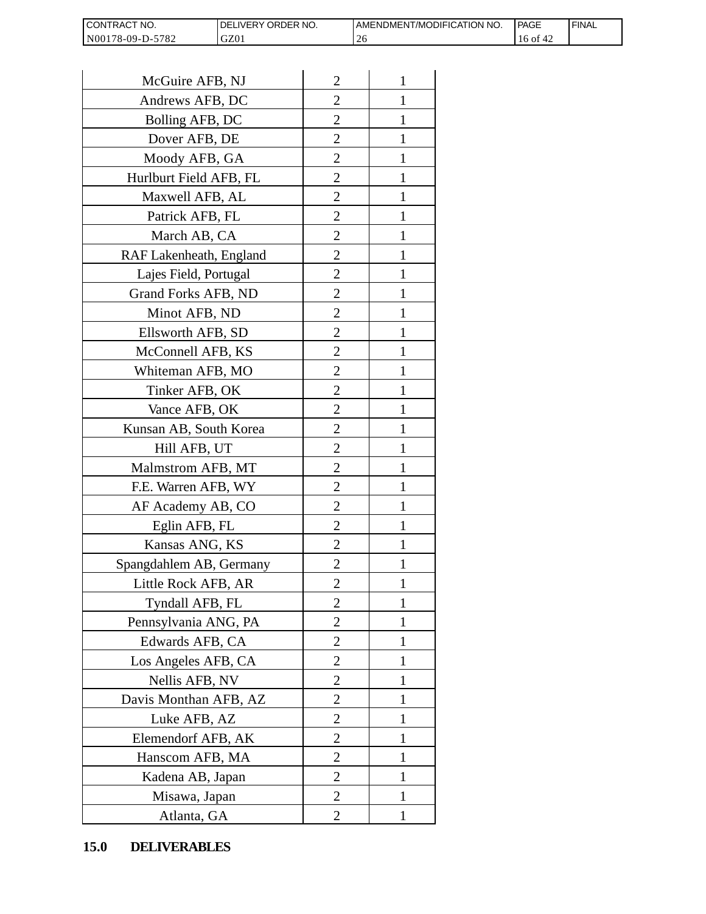| | | |
|---|---|---|
| McGuire AFB, NJ | 2 | 1 |
| Andrews AFB, DC | 2 | 1 |
| Bolling AFB, DC | 2 | 1 |
| Dover AFB, DE | 2 | 1 |
| Moody AFB, GA | 2 | 1 |
| Hurlburt Field AFB, FL | 2 | 1 |
| Maxwell AFB, AL | 2 | 1 |
| Patrick AFB, FL | 2 | 1 |
| March AB, CA | 2 | 1 |
| RAF Lakenheath, England | 2 | 1 |
| Lajes Field, Portugal | 2 | 1 |
| Grand Forks AFB, ND | 2 | 1 |
| Minot AFB, ND | 2 | 1 |
| Ellsworth AFB, SD | 2 | 1 |
| McConnell AFB, KS | 2 | 1 |
| Whiteman AFB, MO | 2 | 1 |
| Tinker AFB, OK | 2 | 1 |
| Vance AFB, OK | 2 | 1 |
| Kunsan AB, South Korea | 2 | 1 |
| Hill AFB, UT | 2 | 1 |
| Malmstrom AFB, MT | 2 | 1 |
| F.E. Warren AFB, WY | 2 | 1 |
| AF Academy AB, CO | 2 | 1 |
| Eglin AFB, FL | 2 | 1 |
| Kansas ANG, KS | 2 | 1 |
| Spangdahlem AB, Germany | 2 | 1 |
| Little Rock AFB, AR | 2 | 1 |
| Tyndall AFB, FL | 2 | 1 |
| Pennsylvania ANG, PA | 2 | 1 |
| Edwards AFB, CA | 2 | 1 |
| Los Angeles AFB, CA | 2 | 1 |
| Nellis AFB, NV | 2 | 1 |
| Davis Monthan AFB, AZ | 2 | 1 |
| Luke AFB, AZ | 2 | 1 |
| Elemendorf AFB, AK | 2 | 1 |
| Hanscom AFB, MA | 2 | 1 |
| Kadena AB, Japan | 2 | 1 |
| Misawa, Japan | 2 | 1 |
| Atlanta, GA | 2 | 1 |

## 15.0 DELIVERABLES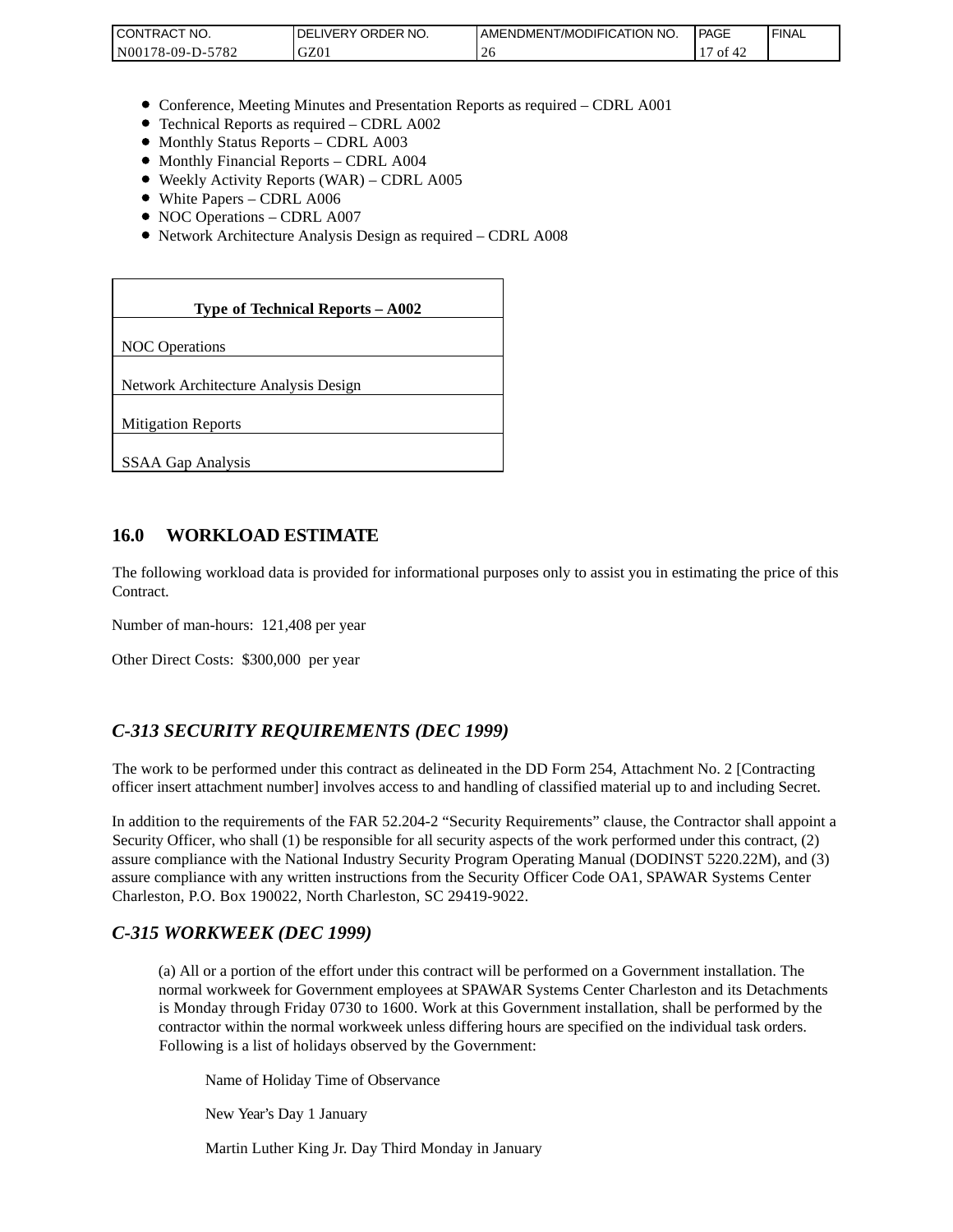- Conference, Meeting Minutes and Presentation Reports as required – CDRL A001
- Technical Reports as required – CDRL A002
- Monthly Status Reports – CDRL A003
- Monthly Financial Reports – CDRL A004
- Weekly Activity Reports (WAR) – CDRL A005
- White Papers – CDRL A006
- NOC Operations – CDRL A007
- Network Architecture Analysis Design as required – CDRL A008

| **Type of Technical Reports – A002** |
|---|
| NOC Operations |
| Network Architecture Analysis Design |
| Mitigation Reports |
| SSAA Gap Analysis |

## 16.0 WORKLOAD ESTIMATE

The following workload data is provided for informational purposes only to assist you in estimating the price of this Contract.

Number of man-hours: 121,408 per year

Other Direct Costs: $300,000 per year

## *C-313 SECURITY REQUIREMENTS (DEC 1999)*

The work to be performed under this contract as delineated in the DD Form 254, Attachment No. 2 [Contracting officer insert attachment number] involves access to and handling of classified material up to and including Secret.

In addition to the requirements of the FAR 52.204-2 "Security Requirements" clause, the Contractor shall appoint a Security Officer, who shall (1) be responsible for all security aspects of the work performed under this contract, (2) assure compliance with the National Industry Security Program Operating Manual (DODINST 5220.22M), and (3) assure compliance with any written instructions from the Security Officer Code OA1, SPAWAR Systems Center Charleston, P.O. Box 190022, North Charleston, SC 29419-9022.

## *C-315 WORKWEEK (DEC 1999)*

(a) All or a portion of the effort under this contract will be performed on a Government installation. The normal workweek for Government employees at SPAWAR Systems Center Charleston and its Detachments is Monday through Friday 0730 to 1600. Work at this Government installation, shall be performed by the contractor within the normal workweek unless differing hours are specified on the individual task orders. Following is a list of holidays observed by the Government:

Name of Holiday Time of Observance

New Year's Day 1 January

Martin Luther King Jr. Day Third Monday in January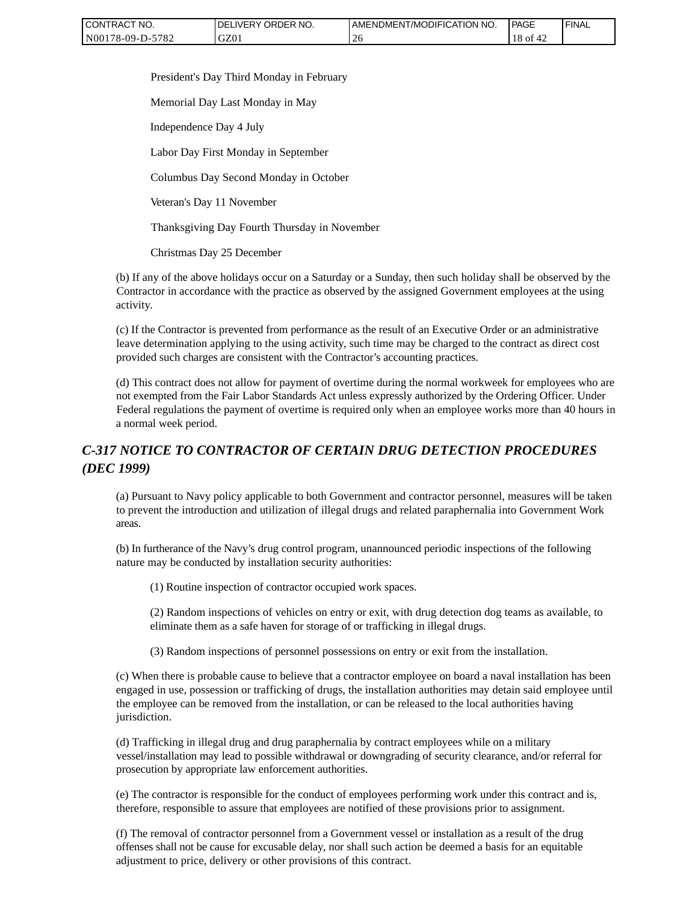President's Day Third Monday in February

Memorial Day Last Monday in May

Independence Day 4 July

Labor Day First Monday in September

Columbus Day Second Monday in October

Veteran's Day 11 November

Thanksgiving Day Fourth Thursday in November

Christmas Day 25 December

(b) If any of the above holidays occur on a Saturday or a Sunday, then such holiday shall be observed by the Contractor in accordance with the practice as observed by the assigned Government employees at the using activity.

(c) If the Contractor is prevented from performance as the result of an Executive Order or an administrative leave determination applying to the using activity, such time may be charged to the contract as direct cost provided such charges are consistent with the Contractor's accounting practices.

(d) This contract does not allow for payment of overtime during the normal workweek for employees who are not exempted from the Fair Labor Standards Act unless expressly authorized by the Ordering Officer. Under Federal regulations the payment of overtime is required only when an employee works more than 40 hours in a normal week period.

## *C-317 NOTICE TO CONTRACTOR OF CERTAIN DRUG DETECTION PROCEDURES (DEC 1999)*

(a) Pursuant to Navy policy applicable to both Government and contractor personnel, measures will be taken to prevent the introduction and utilization of illegal drugs and related paraphernalia into Government Work areas.

(b) In furtherance of the Navy's drug control program, unannounced periodic inspections of the following nature may be conducted by installation security authorities:

(1) Routine inspection of contractor occupied work spaces.

(2) Random inspections of vehicles on entry or exit, with drug detection dog teams as available, to eliminate them as a safe haven for storage of or trafficking in illegal drugs.

(3) Random inspections of personnel possessions on entry or exit from the installation.

(c) When there is probable cause to believe that a contractor employee on board a naval installation has been engaged in use, possession or trafficking of drugs, the installation authorities may detain said employee until the employee can be removed from the installation, or can be released to the local authorities having jurisdiction.

(d) Trafficking in illegal drug and drug paraphernalia by contract employees while on a military vessel/installation may lead to possible withdrawal or downgrading of security clearance, and/or referral for prosecution by appropriate law enforcement authorities.

(e) The contractor is responsible for the conduct of employees performing work under this contract and is, therefore, responsible to assure that employees are notified of these provisions prior to assignment.

(f) The removal of contractor personnel from a Government vessel or installation as a result of the drug offenses shall not be cause for excusable delay, nor shall such action be deemed a basis for an equitable adjustment to price, delivery or other provisions of this contract.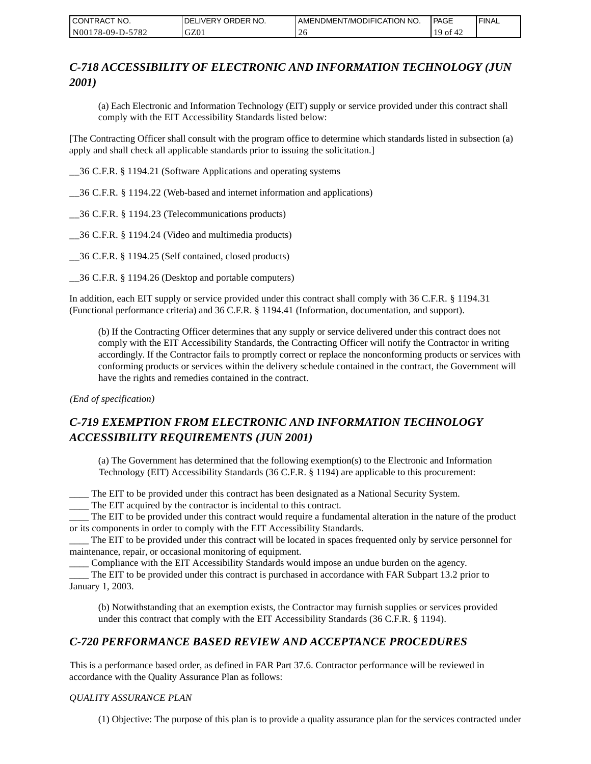## *C-718 ACCESSIBILITY OF ELECTRONIC AND INFORMATION TECHNOLOGY (JUN 2001)*

(a) Each Electronic and Information Technology (EIT) supply or service provided under this contract shall comply with the EIT Accessibility Standards listed below:

[The Contracting Officer shall consult with the program office to determine which standards listed in subsection (a) apply and shall check all applicable standards prior to issuing the solicitation.]

__36 C.F.R. § 1194.21 (Software Applications and operating systems

__36 C.F.R. § 1194.22 (Web-based and internet information and applications)

__36 C.F.R. § 1194.23 (Telecommunications products)

__36 C.F.R. § 1194.24 (Video and multimedia products)

__36 C.F.R. § 1194.25 (Self contained, closed products)

__36 C.F.R. § 1194.26 (Desktop and portable computers)

In addition, each EIT supply or service provided under this contract shall comply with 36 C.F.R. § 1194.31 (Functional performance criteria) and 36 C.F.R. § 1194.41 (Information, documentation, and support).

(b) If the Contracting Officer determines that any supply or service delivered under this contract does not comply with the EIT Accessibility Standards, the Contracting Officer will notify the Contractor in writing accordingly. If the Contractor fails to promptly correct or replace the nonconforming products or services with conforming products or services within the delivery schedule contained in the contract, the Government will have the rights and remedies contained in the contract.

*(End of specification)*

## *C-719 EXEMPTION FROM ELECTRONIC AND INFORMATION TECHNOLOGY ACCESSIBILITY REQUIREMENTS (JUN 2001)*

(a) The Government has determined that the following exemption(s) to the Electronic and Information Technology (EIT) Accessibility Standards (36 C.F.R. § 1194) are applicable to this procurement:

____ The EIT to be provided under this contract has been designated as a National Security System.
____ The EIT acquired by the contractor is incidental to this contract.
____ The EIT to be provided under this contract would require a fundamental alteration in the nature of the product or its components in order to comply with the EIT Accessibility Standards.
____ The EIT to be provided under this contract will be located in spaces frequented only by service personnel for maintenance, repair, or occasional monitoring of equipment.
____ Compliance with the EIT Accessibility Standards would impose an undue burden on the agency.
____ The EIT to be provided under this contract is purchased in accordance with FAR Subpart 13.2 prior to January 1, 2003.

(b) Notwithstanding that an exemption exists, the Contractor may furnish supplies or services provided under this contract that comply with the EIT Accessibility Standards (36 C.F.R. § 1194).

## *C-720 PERFORMANCE BASED REVIEW AND ACCEPTANCE PROCEDURES*

This is a performance based order, as defined in FAR Part 37.6. Contractor performance will be reviewed in accordance with the Quality Assurance Plan as follows:

*QUALITY ASSURANCE PLAN*

(1) Objective: The purpose of this plan is to provide a quality assurance plan for the services contracted under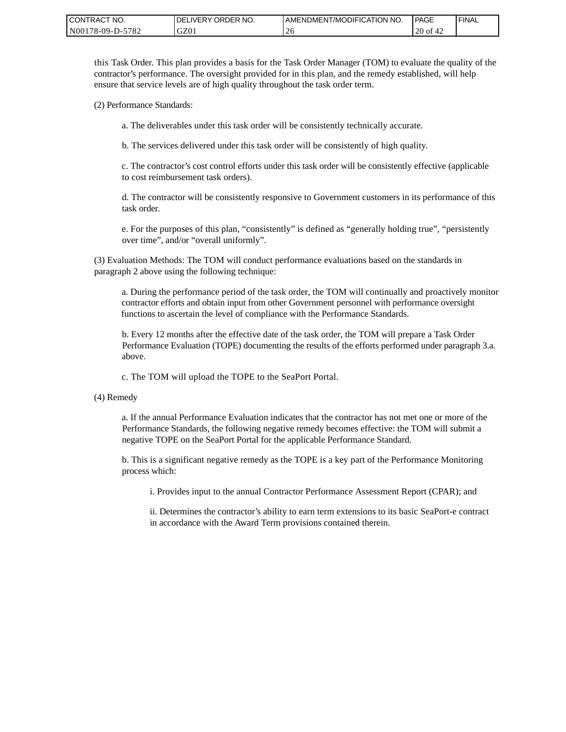this Task Order. This plan provides a basis for the Task Order Manager (TOM) to evaluate the quality of the contractor's performance. The oversight provided for in this plan, and the remedy established, will help ensure that service levels are of high quality throughout the task order term.

(2) Performance Standards:

a. The deliverables under this task order will be consistently technically accurate.

b. The services delivered under this task order will be consistently of high quality.

c. The contractor's cost control efforts under this task order will be consistently effective (applicable to cost reimbursement task orders).

d. The contractor will be consistently responsive to Government customers in its performance of this task order.

e. For the purposes of this plan, "consistently" is defined as "generally holding true", "persistently over time", and/or "overall uniformly".

(3) Evaluation Methods: The TOM will conduct performance evaluations based on the standards in paragraph 2 above using the following technique:

a. During the performance period of the task order, the TOM will continually and proactively monitor contractor efforts and obtain input from other Government personnel with performance oversight functions to ascertain the level of compliance with the Performance Standards.

b. Every 12 months after the effective date of the task order, the TOM will prepare a Task Order Performance Evaluation (TOPE) documenting the results of the efforts performed under paragraph 3.a. above.

c. The TOM will upload the TOPE to the SeaPort Portal.

(4) Remedy

a. If the annual Performance Evaluation indicates that the contractor has not met one or more of the Performance Standards, the following negative remedy becomes effective: the TOM will submit a negative TOPE on the SeaPort Portal for the applicable Performance Standard.

b. This is a significant negative remedy as the TOPE is a key part of the Performance Monitoring process which:

i. Provides input to the annual Contractor Performance Assessment Report (CPAR); and

ii. Determines the contractor's ability to earn term extensions to its basic SeaPort-e contract in accordance with the Award Term provisions contained therein.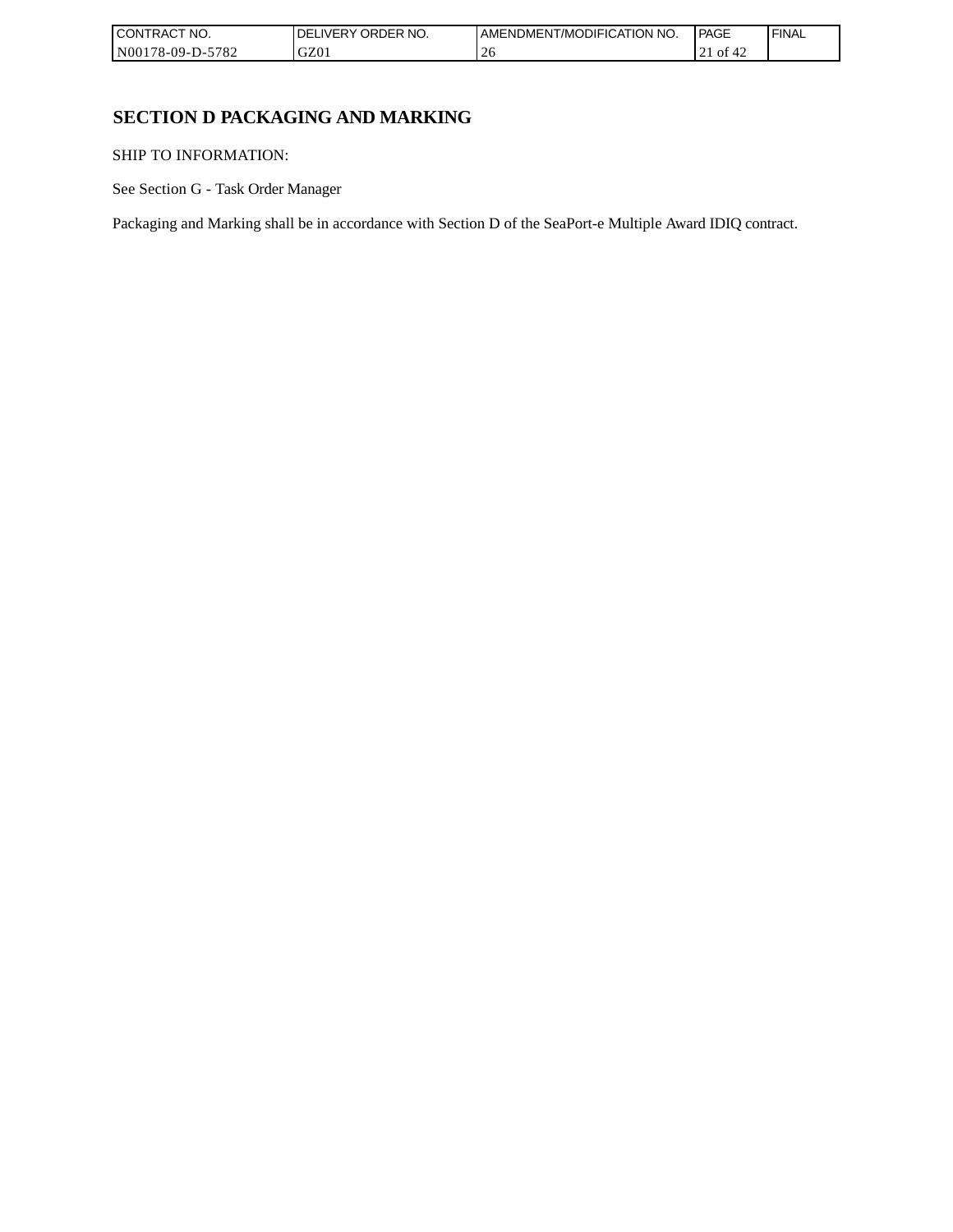# SECTION D PACKAGING AND MARKING

SHIP TO INFORMATION:

See Section G - Task Order Manager

Packaging and Marking shall be in accordance with Section D of the SeaPort-e Multiple Award IDIQ contract.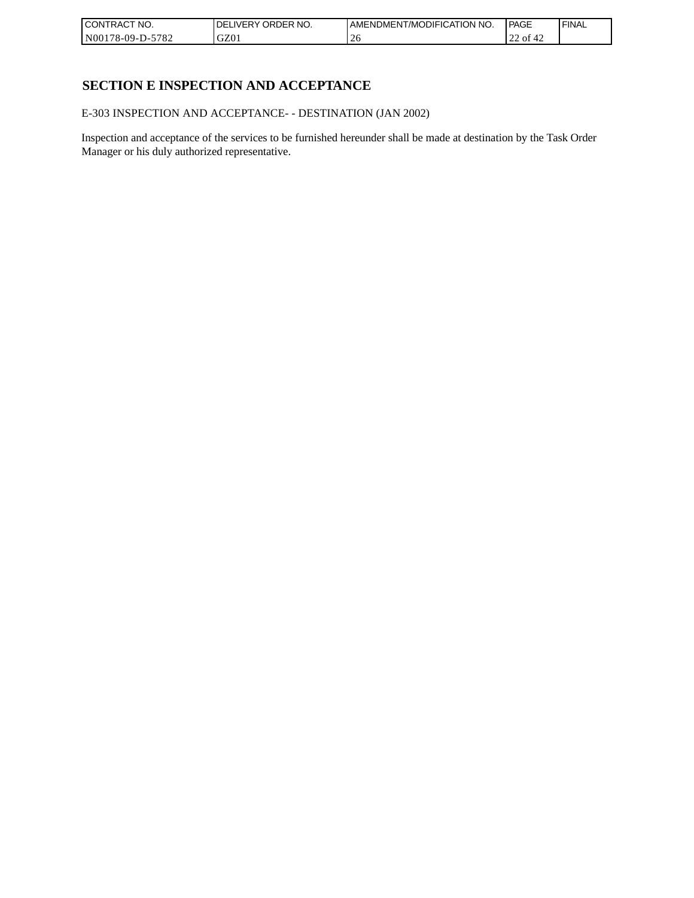# SECTION E INSPECTION AND ACCEPTANCE

E-303 INSPECTION AND ACCEPTANCE- - DESTINATION (JAN 2002)

Inspection and acceptance of the services to be furnished hereunder shall be made at destination by the Task Order Manager or his duly authorized representative.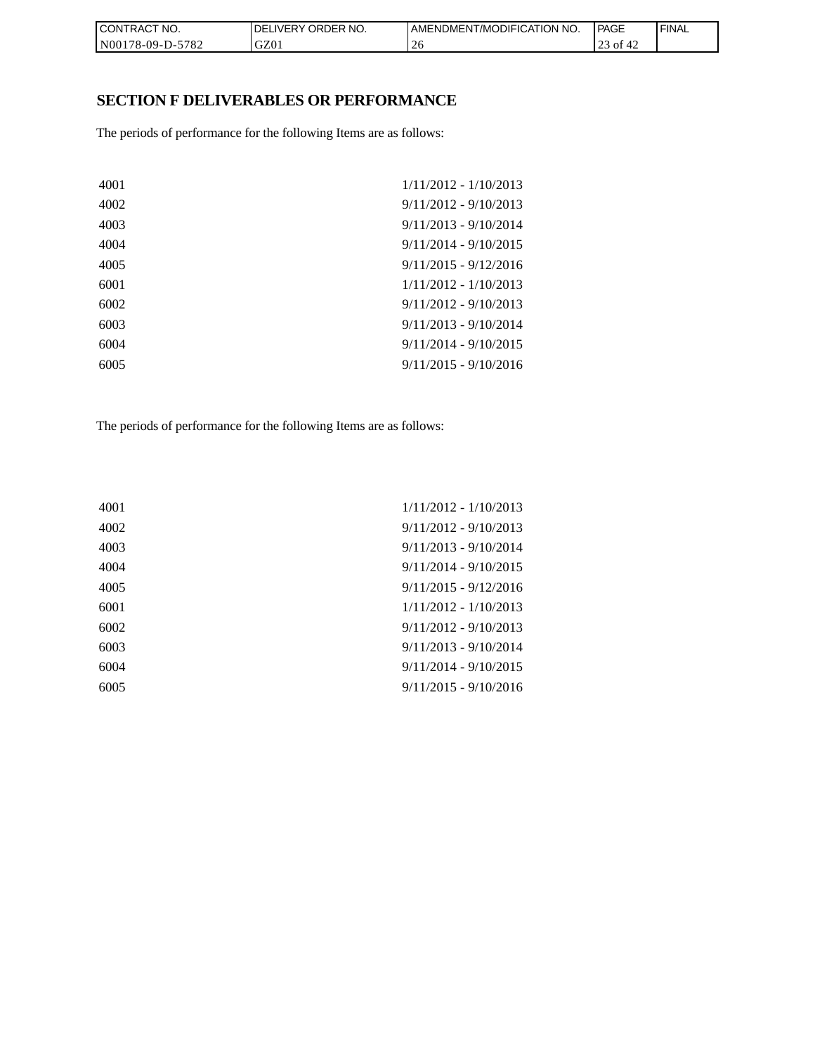## SECTION F DELIVERABLES OR PERFORMANCE

The periods of performance for the following Items are as follows:

| | |
|---|---|
| 4001 | 1/11/2012 - 1/10/2013 |
| 4002 | 9/11/2012 - 9/10/2013 |
| 4003 | 9/11/2013 - 9/10/2014 |
| 4004 | 9/11/2014 - 9/10/2015 |
| 4005 | 9/11/2015 - 9/12/2016 |
| 6001 | 1/11/2012 - 1/10/2013 |
| 6002 | 9/11/2012 - 9/10/2013 |
| 6003 | 9/11/2013 - 9/10/2014 |
| 6004 | 9/11/2014 - 9/10/2015 |
| 6005 | 9/11/2015 - 9/10/2016 |

The periods of performance for the following Items are as follows:

| | |
|---|---|
| 4001 | 1/11/2012 - 1/10/2013 |
| 4002 | 9/11/2012 - 9/10/2013 |
| 4003 | 9/11/2013 - 9/10/2014 |
| 4004 | 9/11/2014 - 9/10/2015 |
| 4005 | 9/11/2015 - 9/12/2016 |
| 6001 | 1/11/2012 - 1/10/2013 |
| 6002 | 9/11/2012 - 9/10/2013 |
| 6003 | 9/11/2013 - 9/10/2014 |
| 6004 | 9/11/2014 - 9/10/2015 |
| 6005 | 9/11/2015 - 9/10/2016 |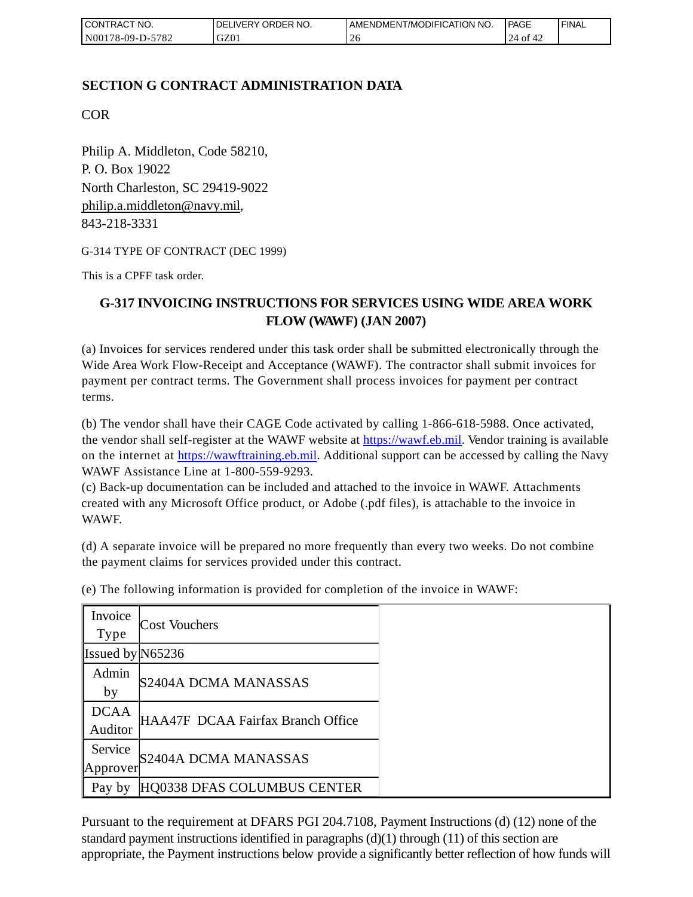## SECTION G CONTRACT ADMINISTRATION DATA

COR

Philip A. Middleton, Code 58210,
P. O. Box 19022
North Charleston, SC 29419-9022
philip.a.middleton@navy.mil,
843-218-3331

G-314 TYPE OF CONTRACT (DEC 1999)

This is a CPFF task order.

### G-317 INVOICING INSTRUCTIONS FOR SERVICES USING WIDE AREA WORK FLOW (WAWF) (JAN 2007)

(a) Invoices for services rendered under this task order shall be submitted electronically through the Wide Area Work Flow-Receipt and Acceptance (WAWF). The contractor shall submit invoices for payment per contract terms. The Government shall process invoices for payment per contract terms.

(b) The vendor shall have their CAGE Code activated by calling 1-866-618-5988. Once activated, the vendor shall self-register at the WAWF website at https://wawf.eb.mil. Vendor training is available on the internet at https://wawftraining.eb.mil. Additional support can be accessed by calling the Navy WAWF Assistance Line at 1-800-559-9293.
(c) Back-up documentation can be included and attached to the invoice in WAWF. Attachments created with any Microsoft Office product, or Adobe (.pdf files), is attachable to the invoice in WAWF.

(d) A separate invoice will be prepared no more frequently than every two weeks. Do not combine the payment claims for services provided under this contract.

(e) The following information is provided for completion of the invoice in WAWF:

| Invoice Type | Cost Vouchers |
|---|---|
| Issued by | N65236 |
| Admin by | S2404A DCMA MANASSAS |
| DCAA Auditor | HAA47F DCAA Fairfax Branch Office |
| Service Approver | S2404A DCMA MANASSAS |
| Pay by | HQ0338 DFAS COLUMBUS CENTER |

Pursuant to the requirement at DFARS PGI 204.7108, Payment Instructions (d) (12) none of the standard payment instructions identified in paragraphs (d)(1) through (11) of this section are appropriate, the Payment instructions below provide a significantly better reflection of how funds will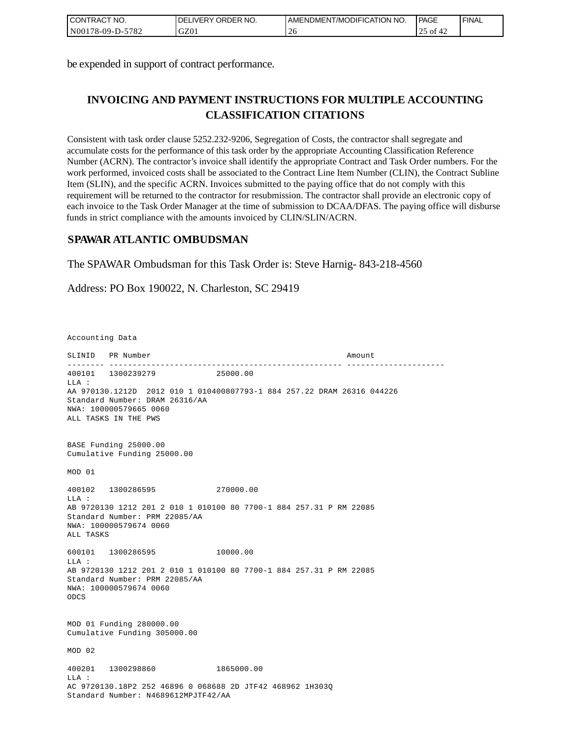be expended in support of contract performance.

## INVOICING AND PAYMENT INSTRUCTIONS FOR MULTIPLE ACCOUNTING CLASSIFICATION CITATIONS

Consistent with task order clause 5252.232-9206, Segregation of Costs, the contractor shall segregate and accumulate costs for the performance of this task order by the appropriate Accounting Classification Reference Number (ACRN). The contractor's invoice shall identify the appropriate Contract and Task Order numbers. For the work performed, invoiced costs shall be associated to the Contract Line Item Number (CLIN), the Contract Subline Item (SLIN), and the specific ACRN. Invoices submitted to the paying office that do not comply with this requirement will be returned to the contractor for resubmission. The contractor shall provide an electronic copy of each invoice to the Task Order Manager at the time of submission to DCAA/DFAS. The paying office will disburse funds in strict compliance with the amounts invoiced by CLIN/SLIN/ACRN.

## SPAWAR ATLANTIC OMBUDSMAN

The SPAWAR Ombudsman for this Task Order is: Steve Harnig- 843-218-4560

Address: PO Box 190022, N. Charleston, SC 29419

```
Accounting Data

SLINID   PR Number                                          Amount
-------- -------------------------------------------------- ---------------------
400101   1300239279              25000.00
LLA :
AA 970130.1212D  2012 010 1 010400807793-1 884 257.22 DRAM 26316 044226
Standard Number: DRAM 26316/AA
NWA: 100000579665 0060
ALL TASKS IN THE PWS


BASE Funding 25000.00
Cumulative Funding 25000.00

MOD 01

400102   1300286595              270000.00
LLA :
AB 9720130 1212 201 2 010 1 010100 80 7700-1 884 257.31 P RM 22085
Standard Number: PRM 22085/AA
NWA: 100000579674 0060
ALL TASKS

600101   1300286595              10000.00
LLA :
AB 9720130 1212 201 2 010 1 010100 80 7700-1 884 257.31 P RM 22085
Standard Number: PRM 22085/AA
NWA: 100000579674 0060
ODCS


MOD 01 Funding 280000.00
Cumulative Funding 305000.00

MOD 02

400201   1300298860              1865000.00
LLA :
AC 9720130.18P2 252 46896 0 068688 2D JTF42 468962 1H303Q
Standard Number: N4689612MPJTF42/AA
```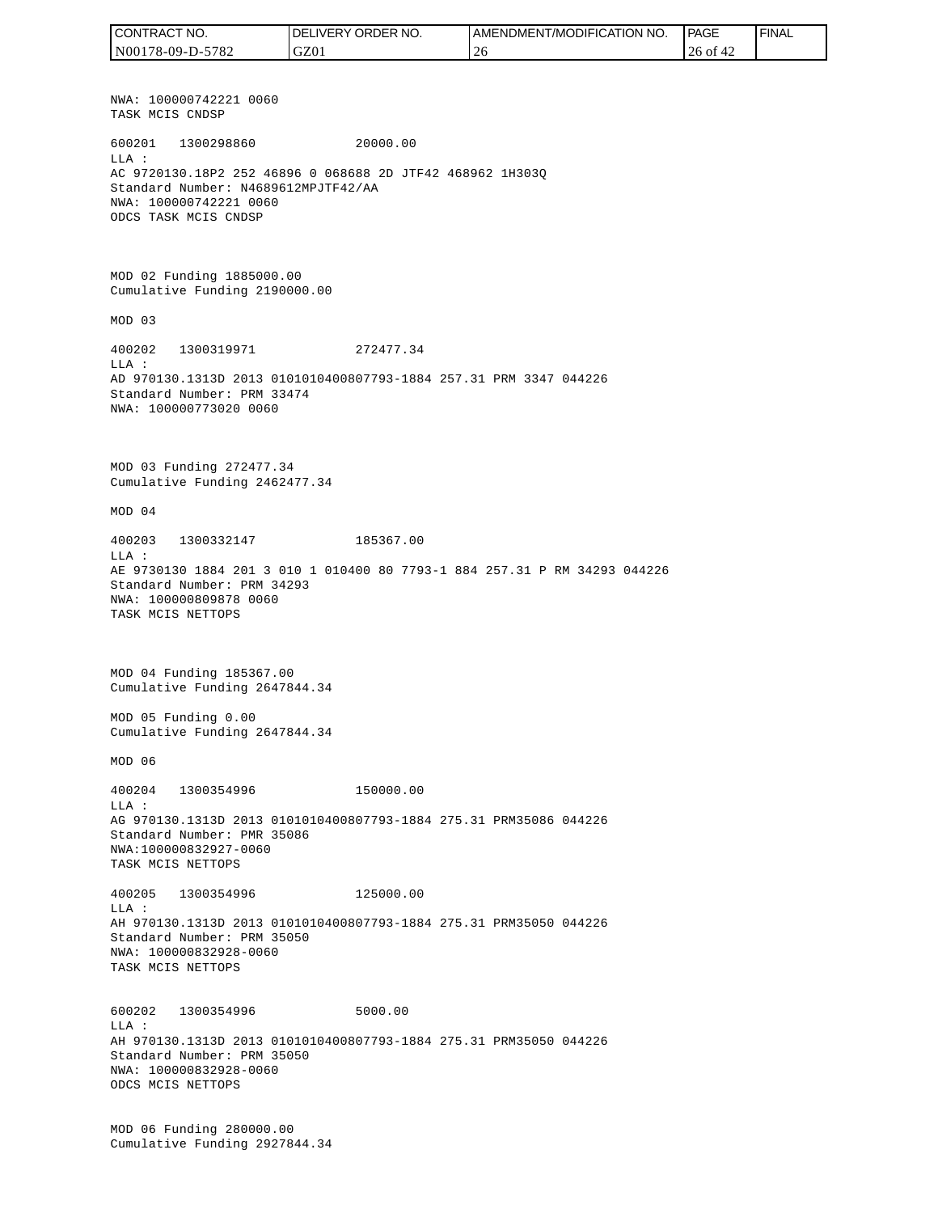NWA: 100000742221 0060
TASK MCIS CNDSP

600201 1300298860 20000.00
LLA :
AC 9720130.18P2 252 46896 0 068688 2D JTF42 468962 1H303Q
Standard Number: N4689612MPJTF42/AA
NWA: 100000742221 0060
ODCS TASK MCIS CNDSP

MOD 02 Funding 1885000.00
Cumulative Funding 2190000.00

MOD 03

400202 1300319971 272477.34
LLA :
AD 970130.1313D 2013 0101010400807793-1884 257.31 PRM 3347 044226
Standard Number: PRM 33474
NWA: 100000773020 0060

MOD 03 Funding 272477.34
Cumulative Funding 2462477.34

MOD 04

400203 1300332147 185367.00
LLA :
AE 9730130 1884 201 3 010 1 010400 80 7793-1 884 257.31 P RM 34293 044226
Standard Number: PRM 34293
NWA: 100000809878 0060
TASK MCIS NETTOPS

MOD 04 Funding 185367.00
Cumulative Funding 2647844.34

MOD 05 Funding 0.00
Cumulative Funding 2647844.34

MOD 06

400204 1300354996 150000.00
LLA :
AG 970130.1313D 2013 0101010400807793-1884 275.31 PRM35086 044226
Standard Number: PMR 35086
NWA:100000832927-0060
TASK MCIS NETTOPS

400205 1300354996 125000.00
LLA :
AH 970130.1313D 2013 0101010400807793-1884 275.31 PRM35050 044226
Standard Number: PRM 35050
NWA: 100000832928-0060
TASK MCIS NETTOPS

600202 1300354996 5000.00
LLA :
AH 970130.1313D 2013 0101010400807793-1884 275.31 PRM35050 044226
Standard Number: PRM 35050
NWA: 100000832928-0060
ODCS MCIS NETTOPS

MOD 06 Funding 280000.00
Cumulative Funding 2927844.34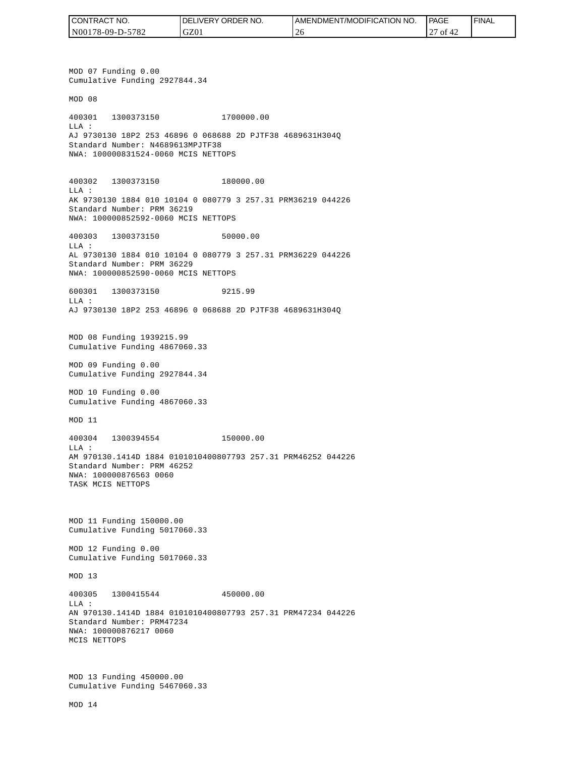MOD 07 Funding 0.00
Cumulative Funding 2927844.34

MOD 08

400301 1300373150 1700000.00
LLA :
AJ 9730130 18P2 253 46896 0 068688 2D PJTF38 4689631H304Q
Standard Number: N4689613MPJTF38
NWA: 100000831524-0060 MCIS NETTOPS

400302 1300373150 180000.00
LLA :
AK 9730130 1884 010 10104 0 080779 3 257.31 PRM36219 044226
Standard Number: PRM 36219
NWA: 100000852592-0060 MCIS NETTOPS

400303 1300373150 50000.00
LLA :
AL 9730130 1884 010 10104 0 080779 3 257.31 PRM36229 044226
Standard Number: PRM 36229
NWA: 100000852590-0060 MCIS NETTOPS

600301 1300373150 9215.99
LLA :
AJ 9730130 18P2 253 46896 0 068688 2D PJTF38 4689631H304Q

MOD 08 Funding 1939215.99
Cumulative Funding 4867060.33

MOD 09 Funding 0.00
Cumulative Funding 2927844.34

MOD 10 Funding 0.00
Cumulative Funding 4867060.33

MOD 11

400304 1300394554 150000.00
LLA :
AM 970130.1414D 1884 0101010400807793 257.31 PRM46252 044226
Standard Number: PRM 46252
NWA: 100000876563 0060
TASK MCIS NETTOPS

MOD 11 Funding 150000.00
Cumulative Funding 5017060.33

MOD 12 Funding 0.00
Cumulative Funding 5017060.33

MOD 13

400305 1300415544 450000.00
LLA :
AN 970130.1414D 1884 0101010400807793 257.31 PRM47234 044226
Standard Number: PRM47234
NWA: 100000876217 0060
MCIS NETTOPS

MOD 13 Funding 450000.00
Cumulative Funding 5467060.33

MOD 14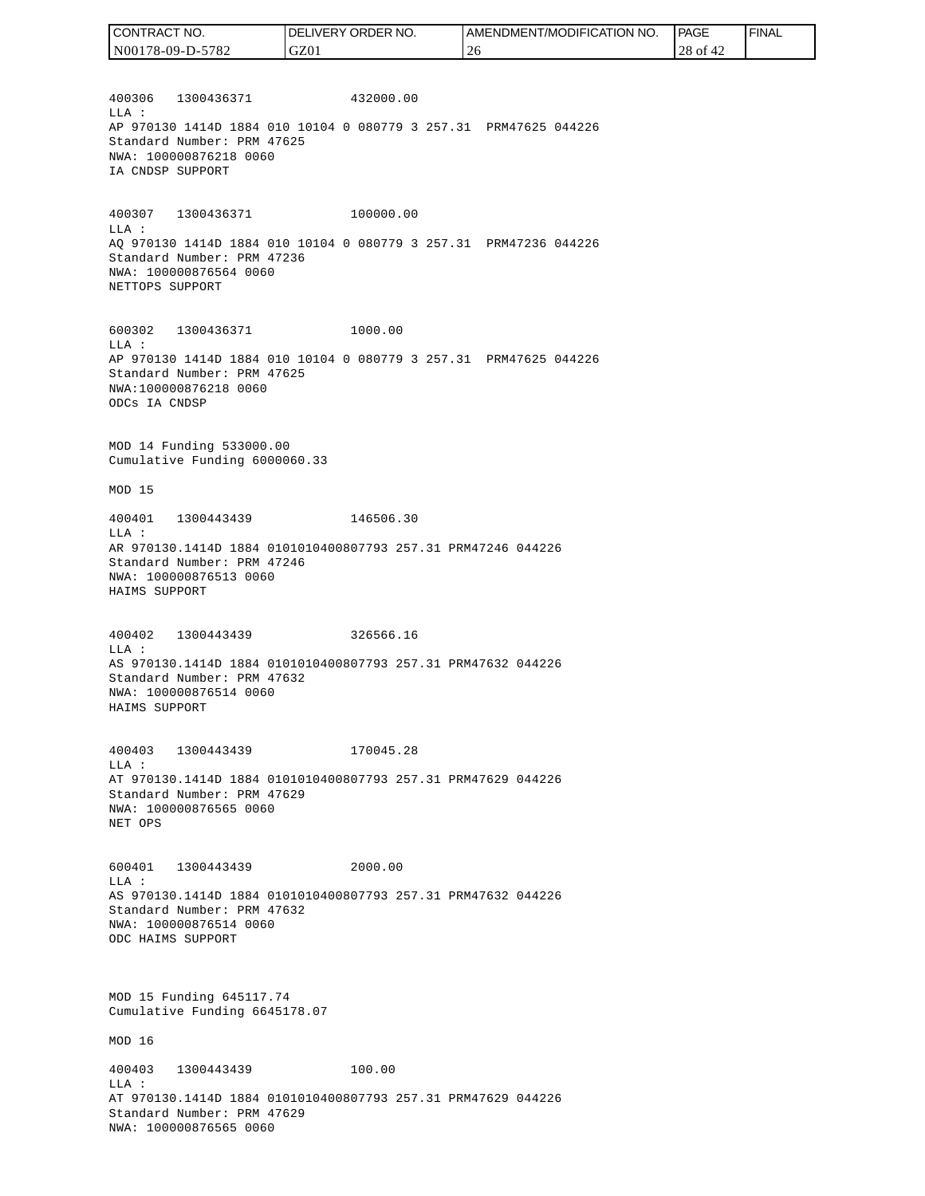400306   1300436371              432000.00
LLA :
AP 970130 1414D 1884 010 10104 0 080779 3 257.31  PRM47625 044226
Standard Number: PRM 47625
NWA: 100000876218 0060
IA CNDSP SUPPORT

400307   1300436371              100000.00
LLA :
AQ 970130 1414D 1884 010 10104 0 080779 3 257.31  PRM47236 044226
Standard Number: PRM 47236
NWA: 100000876564 0060
NETTOPS SUPPORT

600302   1300436371              1000.00
LLA :
AP 970130 1414D 1884 010 10104 0 080779 3 257.31  PRM47625 044226
Standard Number: PRM 47625
NWA:100000876218 0060
ODCs IA CNDSP

MOD 14 Funding 533000.00
Cumulative Funding 6000060.33

MOD 15

400401   1300443439              146506.30
LLA :
AR 970130.1414D 1884 0101010400807793 257.31 PRM47246 044226
Standard Number: PRM 47246
NWA: 100000876513 0060
HAIMS SUPPORT

400402   1300443439              326566.16
LLA :
AS 970130.1414D 1884 0101010400807793 257.31 PRM47632 044226
Standard Number: PRM 47632
NWA: 100000876514 0060
HAIMS SUPPORT

400403   1300443439              170045.28
LLA :
AT 970130.1414D 1884 0101010400807793 257.31 PRM47629 044226
Standard Number: PRM 47629
NWA: 100000876565 0060
NET OPS

600401   1300443439              2000.00
LLA :
AS 970130.1414D 1884 0101010400807793 257.31 PRM47632 044226
Standard Number: PRM 47632
NWA: 100000876514 0060
ODC HAIMS SUPPORT

MOD 15 Funding 645117.74
Cumulative Funding 6645178.07

MOD 16

400403   1300443439              100.00
LLA :
AT 970130.1414D 1884 0101010400807793 257.31 PRM47629 044226
Standard Number: PRM 47629
NWA: 100000876565 0060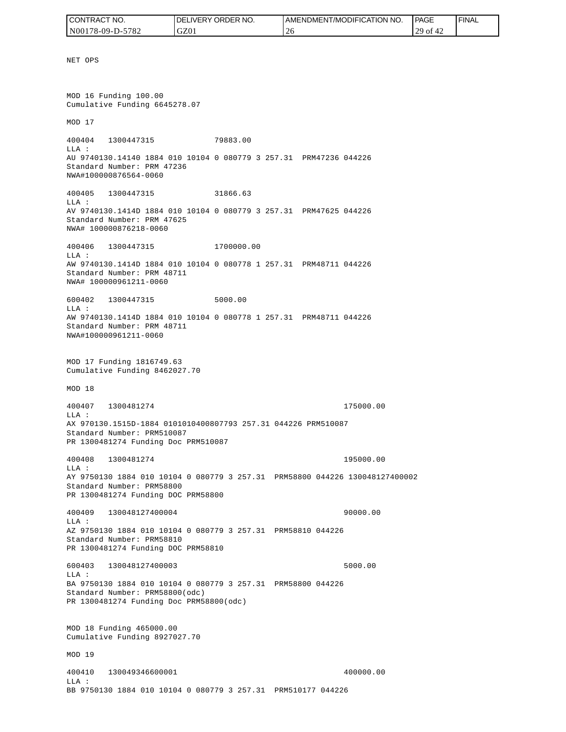NET OPS

MOD 16 Funding 100.00
Cumulative Funding 6645278.07

MOD 17

400404 1300447315 79883.00
LLA :
AU 9740130.14140 1884 010 10104 0 080779 3 257.31 PRM47236 044226
Standard Number: PRM 47236
NWA#100000876564-0060

400405 1300447315 31866.63
LLA :
AV 9740130.1414D 1884 010 10104 0 080779 3 257.31 PRM47625 044226
Standard Number: PRM 47625
NWA# 100000876218-0060

400406 1300447315 1700000.00
LLA :
AW 9740130.1414D 1884 010 10104 0 080778 1 257.31 PRM48711 044226
Standard Number: PRM 48711
NWA# 100000961211-0060

600402 1300447315 5000.00
LLA :
AW 9740130.1414D 1884 010 10104 0 080778 1 257.31 PRM48711 044226
Standard Number: PRM 48711
NWA#100000961211-0060

MOD 17 Funding 1816749.63
Cumulative Funding 8462027.70

MOD 18

400407 1300481274 175000.00
LLA :
AX 970130.1515D-1884 0101010400807793 257.31 044226 PRM510087
Standard Number: PRM510087
PR 1300481274 Funding Doc PRM510087

400408 1300481274 195000.00
LLA :
AY 9750130 1884 010 10104 0 080779 3 257.31 PRM58800 044226 130048127400002
Standard Number: PRM58800
PR 1300481274 Funding DOC PRM58800

400409 130048127400004 90000.00
LLA :
AZ 9750130 1884 010 10104 0 080779 3 257.31 PRM58810 044226
Standard Number: PRM58810
PR 1300481274 Funding DOC PRM58810

600403 130048127400003 5000.00
LLA :
BA 9750130 1884 010 10104 0 080779 3 257.31 PRM58800 044226
Standard Number: PRM58800(odc)
PR 1300481274 Funding Doc PRM58800(odc)

MOD 18 Funding 465000.00
Cumulative Funding 8927027.70

MOD 19

400410 130049346600001 400000.00
LLA :
BB 9750130 1884 010 10104 0 080779 3 257.31 PRM510177 044226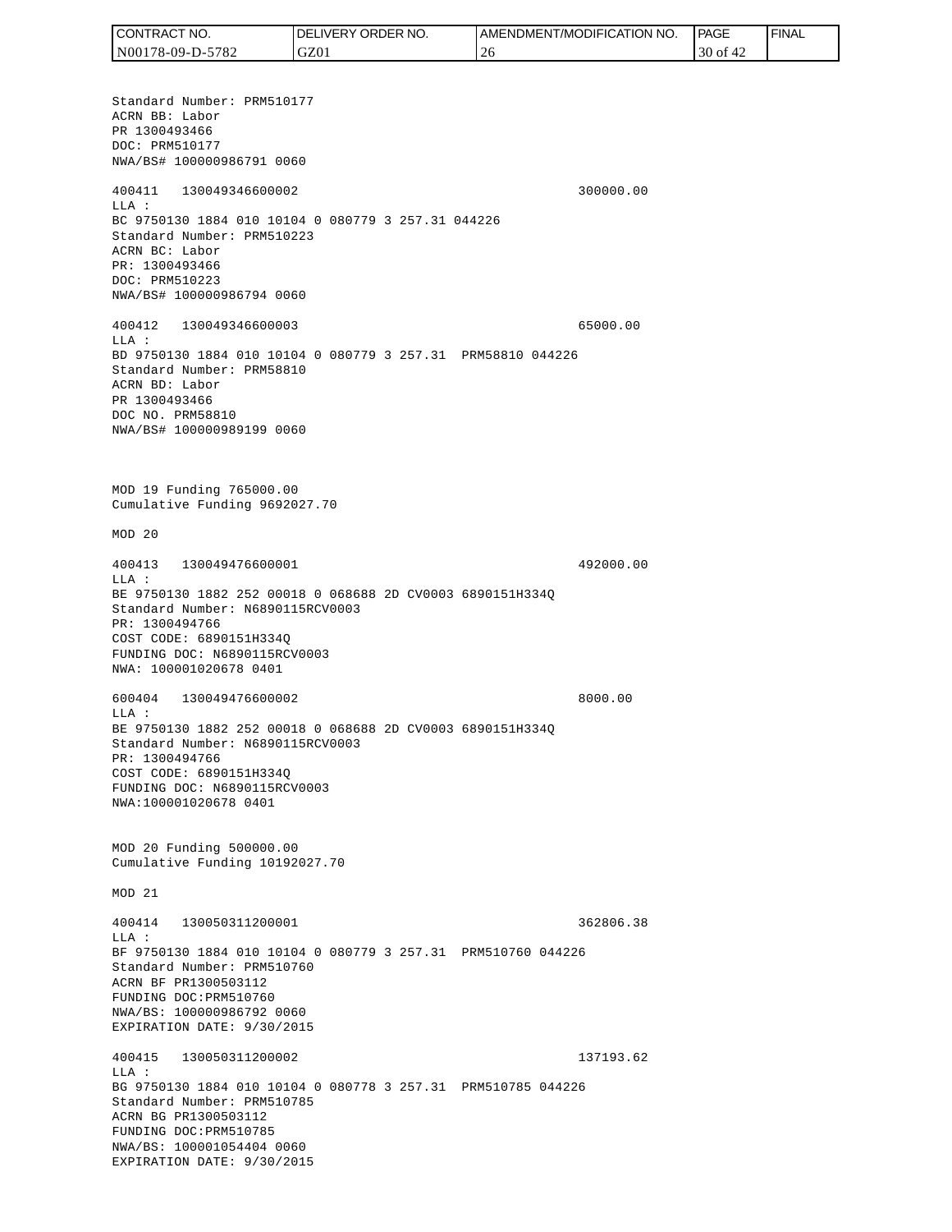Standard Number: PRM510177
ACRN BB: Labor
PR 1300493466
DOC: PRM510177
NWA/BS# 100000986791 0060

400411 130049346600002 300000.00
LLA :
BC 9750130 1884 010 10104 0 080779 3 257.31 044226
Standard Number: PRM510223
ACRN BC: Labor
PR: 1300493466
DOC: PRM510223
NWA/BS# 100000986794 0060

400412 130049346600003 65000.00
LLA :
BD 9750130 1884 010 10104 0 080779 3 257.31 PRM58810 044226
Standard Number: PRM58810
ACRN BD: Labor
PR 1300493466
DOC NO. PRM58810
NWA/BS# 100000989199 0060

MOD 19 Funding 765000.00
Cumulative Funding 9692027.70

MOD 20

400413 130049476600001 492000.00
LLA :
BE 9750130 1882 252 00018 0 068688 2D CV0003 6890151H334Q
Standard Number: N6890115RCV0003
PR: 1300494766
COST CODE: 6890151H334Q
FUNDING DOC: N6890115RCV0003
NWA: 100001020678 0401

600404 130049476600002 8000.00
LLA :
BE 9750130 1882 252 00018 0 068688 2D CV0003 6890151H334Q
Standard Number: N6890115RCV0003
PR: 1300494766
COST CODE: 6890151H334Q
FUNDING DOC: N6890115RCV0003
NWA:100001020678 0401

MOD 20 Funding 500000.00
Cumulative Funding 10192027.70

MOD 21

400414 130050311200001 362806.38
LLA :
BF 9750130 1884 010 10104 0 080779 3 257.31 PRM510760 044226
Standard Number: PRM510760
ACRN BF PR1300503112
FUNDING DOC:PRM510760
NWA/BS: 100000986792 0060
EXPIRATION DATE: 9/30/2015

400415 130050311200002 137193.62
LLA :
BG 9750130 1884 010 10104 0 080778 3 257.31 PRM510785 044226
Standard Number: PRM510785
ACRN BG PR1300503112
FUNDING DOC:PRM510785
NWA/BS: 100001054404 0060
EXPIRATION DATE: 9/30/2015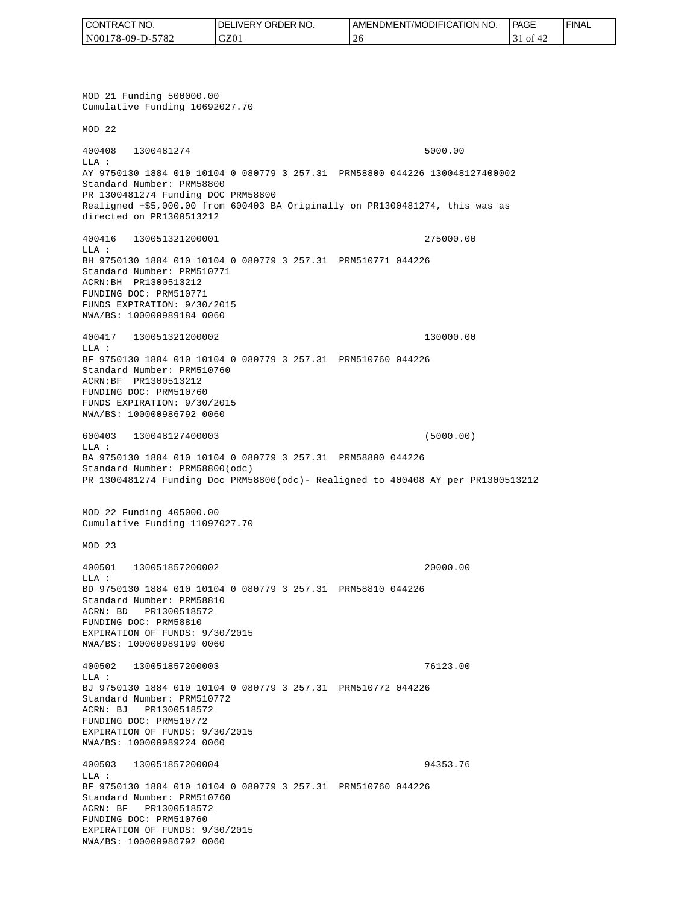MOD 21 Funding 500000.00
Cumulative Funding 10692027.70

MOD 22

400408 1300481274 5000.00
LLA :
AY 9750130 1884 010 10104 0 080779 3 257.31 PRM58800 044226 130048127400002
Standard Number: PRM58800
PR 1300481274 Funding DOC PRM58800
Realigned +$5,000.00 from 600403 BA Originally on PR1300481274, this was as directed on PR1300513212

400416 130051321200001 275000.00
LLA :
BH 9750130 1884 010 10104 0 080779 3 257.31 PRM510771 044226
Standard Number: PRM510771
ACRN:BH PR1300513212
FUNDING DOC: PRM510771
FUNDS EXPIRATION: 9/30/2015
NWA/BS: 100000989184 0060

400417 130051321200002 130000.00
LLA :
BF 9750130 1884 010 10104 0 080779 3 257.31 PRM510760 044226
Standard Number: PRM510760
ACRN:BF PR1300513212
FUNDING DOC: PRM510760
FUNDS EXPIRATION: 9/30/2015
NWA/BS: 100000986792 0060

600403 130048127400003 (5000.00)
LLA :
BA 9750130 1884 010 10104 0 080779 3 257.31 PRM58800 044226
Standard Number: PRM58800(odc)
PR 1300481274 Funding Doc PRM58800(odc)- Realigned to 400408 AY per PR1300513212

MOD 22 Funding 405000.00
Cumulative Funding 11097027.70

MOD 23

400501 130051857200002 20000.00
LLA :
BD 9750130 1884 010 10104 0 080779 3 257.31 PRM58810 044226
Standard Number: PRM58810
ACRN: BD PR1300518572
FUNDING DOC: PRM58810
EXPIRATION OF FUNDS: 9/30/2015
NWA/BS: 100000989199 0060

400502 130051857200003 76123.00
LLA :
BJ 9750130 1884 010 10104 0 080779 3 257.31 PRM510772 044226
Standard Number: PRM510772
ACRN: BJ PR1300518572
FUNDING DOC: PRM510772
EXPIRATION OF FUNDS: 9/30/2015
NWA/BS: 100000989224 0060

400503 130051857200004 94353.76
LLA :
BF 9750130 1884 010 10104 0 080779 3 257.31 PRM510760 044226
Standard Number: PRM510760
ACRN: BF PR1300518572
FUNDING DOC: PRM510760
EXPIRATION OF FUNDS: 9/30/2015
NWA/BS: 100000986792 0060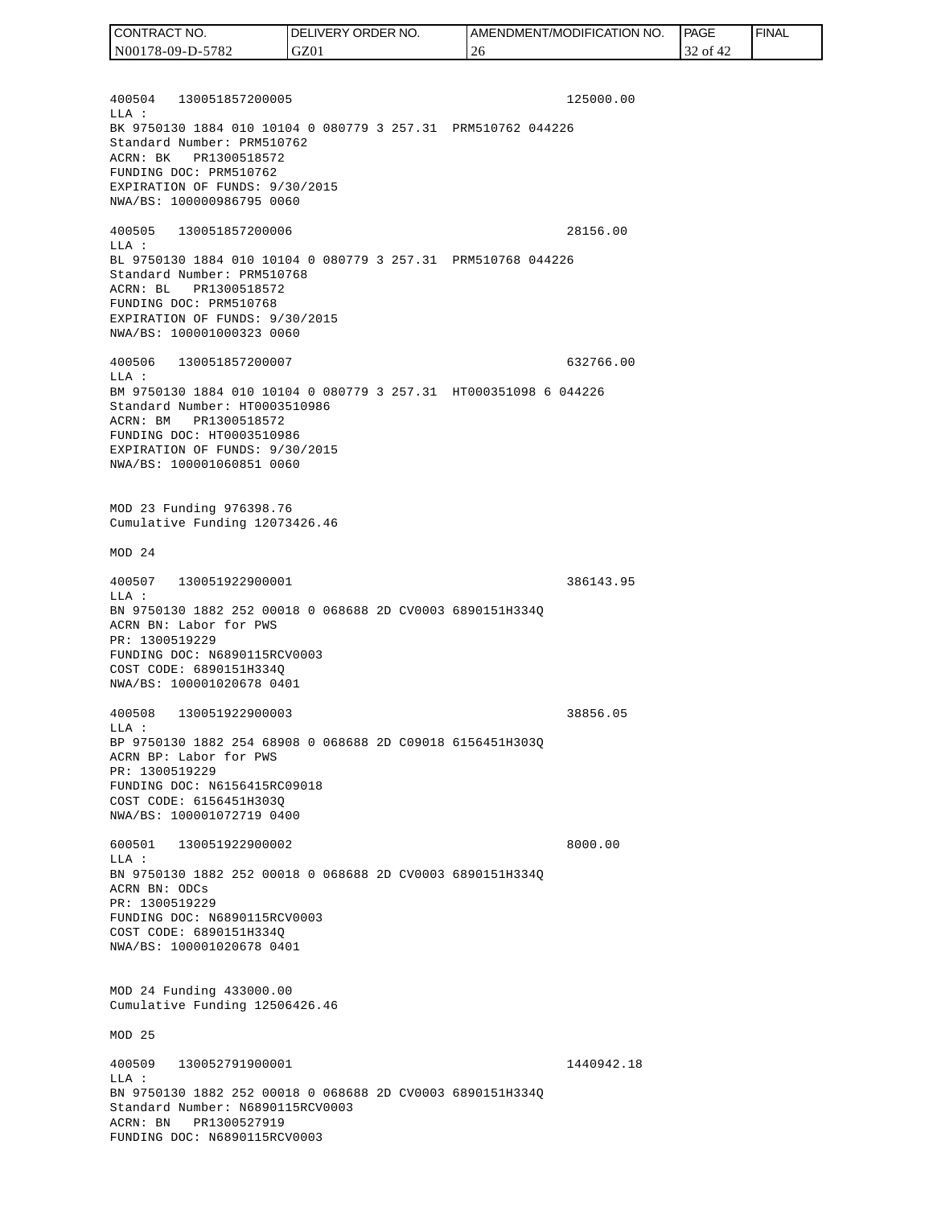400504 130051857200005 125000.00
LLA :
BK 9750130 1884 010 10104 0 080779 3 257.31 PRM510762 044226
Standard Number: PRM510762
ACRN: BK PR1300518572
FUNDING DOC: PRM510762
EXPIRATION OF FUNDS: 9/30/2015
NWA/BS: 100000986795 0060

400505 130051857200006 28156.00
LLA :
BL 9750130 1884 010 10104 0 080779 3 257.31 PRM510768 044226
Standard Number: PRM510768
ACRN: BL PR1300518572
FUNDING DOC: PRM510768
EXPIRATION OF FUNDS: 9/30/2015
NWA/BS: 100001000323 0060

400506 130051857200007 632766.00
LLA :
BM 9750130 1884 010 10104 0 080779 3 257.31 HT000351098 6 044226
Standard Number: HT0003510986
ACRN: BM PR1300518572
FUNDING DOC: HT0003510986
EXPIRATION OF FUNDS: 9/30/2015
NWA/BS: 100001060851 0060

MOD 23 Funding 976398.76
Cumulative Funding 12073426.46

MOD 24

400507 130051922900001 386143.95
LLA :
BN 9750130 1882 252 00018 0 068688 2D CV0003 6890151H334Q
ACRN BN: Labor for PWS
PR: 1300519229
FUNDING DOC: N6890115RCV0003
COST CODE: 6890151H334Q
NWA/BS: 100001020678 0401

400508 130051922900003 38856.05
LLA :
BP 9750130 1882 254 68908 0 068688 2D C09018 6156451H303Q
ACRN BP: Labor for PWS
PR: 1300519229
FUNDING DOC: N6156415RC09018
COST CODE: 6156451H303Q
NWA/BS: 100001072719 0400

600501 130051922900002 8000.00
LLA :
BN 9750130 1882 252 00018 0 068688 2D CV0003 6890151H334Q
ACRN BN: ODCs
PR: 1300519229
FUNDING DOC: N6890115RCV0003
COST CODE: 6890151H334Q
NWA/BS: 100001020678 0401

MOD 24 Funding 433000.00
Cumulative Funding 12506426.46

MOD 25

400509 130052791900001 1440942.18
LLA :
BN 9750130 1882 252 00018 0 068688 2D CV0003 6890151H334Q
Standard Number: N6890115RCV0003
ACRN: BN PR1300527919
FUNDING DOC: N6890115RCV0003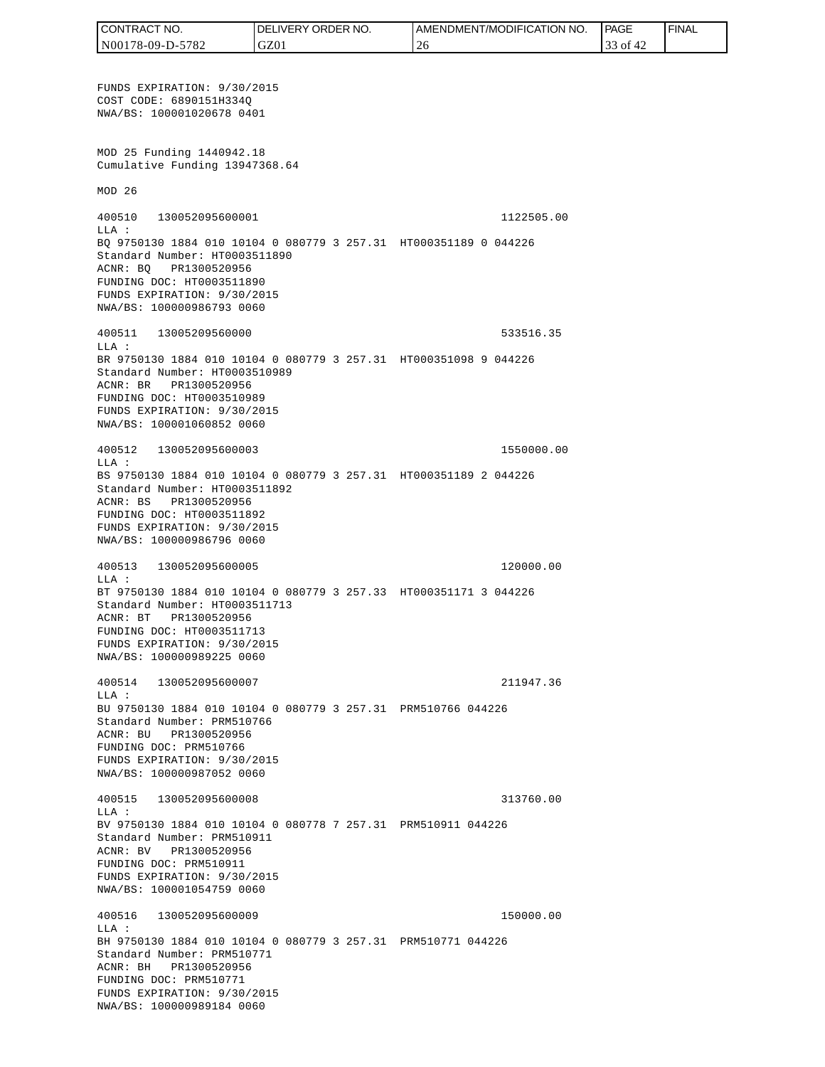FUNDS EXPIRATION: 9/30/2015
COST CODE: 6890151H334Q
NWA/BS: 100001020678 0401

MOD 25 Funding 1440942.18
Cumulative Funding 13947368.64

MOD 26

400510 130052095600001 1122505.00
LLA :
BQ 9750130 1884 010 10104 0 080779 3 257.31 HT000351189 0 044226
Standard Number: HT0003511890
ACNR: BQ PR1300520956
FUNDING DOC: HT0003511890
FUNDS EXPIRATION: 9/30/2015
NWA/BS: 100000986793 0060

400511 13005209560000 533516.35
LLA :
BR 9750130 1884 010 10104 0 080779 3 257.31 HT000351098 9 044226
Standard Number: HT0003510989
ACNR: BR PR1300520956
FUNDING DOC: HT0003510989
FUNDS EXPIRATION: 9/30/2015
NWA/BS: 100001060852 0060

400512 130052095600003 1550000.00
LLA :
BS 9750130 1884 010 10104 0 080779 3 257.31 HT000351189 2 044226
Standard Number: HT0003511892
ACNR: BS PR1300520956
FUNDING DOC: HT0003511892
FUNDS EXPIRATION: 9/30/2015
NWA/BS: 100000986796 0060

400513 130052095600005 120000.00
LLA :
BT 9750130 1884 010 10104 0 080779 3 257.33 HT000351171 3 044226
Standard Number: HT0003511713
ACNR: BT PR1300520956
FUNDING DOC: HT0003511713
FUNDS EXPIRATION: 9/30/2015
NWA/BS: 100000989225 0060

400514 130052095600007 211947.36
LLA :
BU 9750130 1884 010 10104 0 080779 3 257.31 PRM510766 044226
Standard Number: PRM510766
ACNR: BU PR1300520956
FUNDING DOC: PRM510766
FUNDS EXPIRATION: 9/30/2015
NWA/BS: 100000987052 0060

400515 130052095600008 313760.00
LLA :
BV 9750130 1884 010 10104 0 080778 7 257.31 PRM510911 044226
Standard Number: PRM510911
ACNR: BV PR1300520956
FUNDING DOC: PRM510911
FUNDS EXPIRATION: 9/30/2015
NWA/BS: 100001054759 0060

400516 130052095600009 150000.00
LLA :
BH 9750130 1884 010 10104 0 080779 3 257.31 PRM510771 044226
Standard Number: PRM510771
ACNR: BH PR1300520956
FUNDING DOC: PRM510771
FUNDS EXPIRATION: 9/30/2015
NWA/BS: 100000989184 0060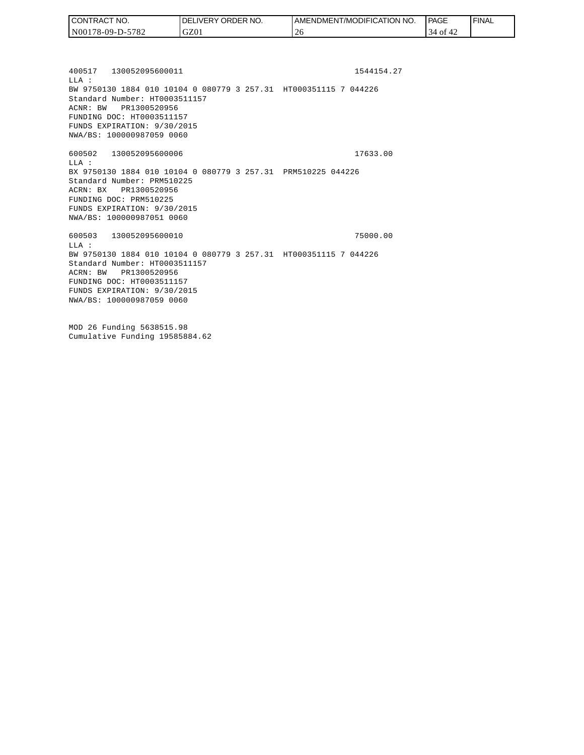400517   130052095600011                                   1544154.27
LLA :
BW 9750130 1884 010 10104 0 080779 3 257.31  HT000351115 7 044226
Standard Number: HT0003511157
ACNR: BW   PR1300520956
FUNDING DOC: HT0003511157
FUNDS EXPIRATION: 9/30/2015
NWA/BS: 100000987059 0060

600502   130052095600006                                   17633.00
LLA :
BX 9750130 1884 010 10104 0 080779 3 257.31  PRM510225 044226
Standard Number: PRM510225
ACRN: BX   PR1300520956
FUNDING DOC: PRM510225
FUNDS EXPIRATION: 9/30/2015
NWA/BS: 100000987051 0060

600503   130052095600010                                   75000.00
LLA :
BW 9750130 1884 010 10104 0 080779 3 257.31  HT000351115 7 044226
Standard Number: HT0003511157
ACRN: BW   PR1300520956
FUNDING DOC: HT0003511157
FUNDS EXPIRATION: 9/30/2015
NWA/BS: 100000987059 0060

MOD 26 Funding 5638515.98
Cumulative Funding 19585884.62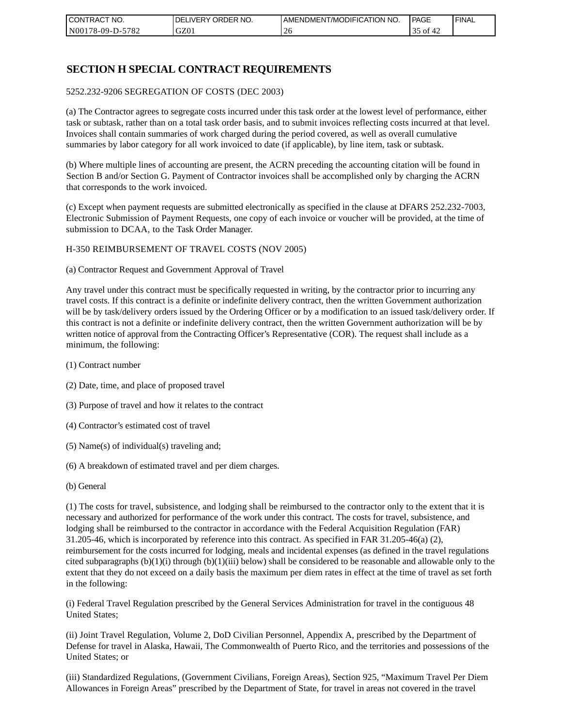# SECTION H SPECIAL CONTRACT REQUIREMENTS

5252.232-9206 SEGREGATION OF COSTS (DEC 2003)

(a) The Contractor agrees to segregate costs incurred under this task order at the lowest level of performance, either task or subtask, rather than on a total task order basis, and to submit invoices reflecting costs incurred at that level. Invoices shall contain summaries of work charged during the period covered, as well as overall cumulative summaries by labor category for all work invoiced to date (if applicable), by line item, task or subtask.

(b) Where multiple lines of accounting are present, the ACRN preceding the accounting citation will be found in Section B and/or Section G. Payment of Contractor invoices shall be accomplished only by charging the ACRN that corresponds to the work invoiced.

(c) Except when payment requests are submitted electronically as specified in the clause at DFARS 252.232-7003, Electronic Submission of Payment Requests, one copy of each invoice or voucher will be provided, at the time of submission to DCAA, to the Task Order Manager.

H-350 REIMBURSEMENT OF TRAVEL COSTS (NOV 2005)

(a) Contractor Request and Government Approval of Travel

Any travel under this contract must be specifically requested in writing, by the contractor prior to incurring any travel costs. If this contract is a definite or indefinite delivery contract, then the written Government authorization will be by task/delivery orders issued by the Ordering Officer or by a modification to an issued task/delivery order. If this contract is not a definite or indefinite delivery contract, then the written Government authorization will be by written notice of approval from the Contracting Officer's Representative (COR). The request shall include as a minimum, the following:

(1) Contract number

(2) Date, time, and place of proposed travel

(3) Purpose of travel and how it relates to the contract

(4) Contractor's estimated cost of travel

(5) Name(s) of individual(s) traveling and;

(6) A breakdown of estimated travel and per diem charges.

(b) General

(1) The costs for travel, subsistence, and lodging shall be reimbursed to the contractor only to the extent that it is necessary and authorized for performance of the work under this contract. The costs for travel, subsistence, and lodging shall be reimbursed to the contractor in accordance with the Federal Acquisition Regulation (FAR) 31.205-46, which is incorporated by reference into this contract. As specified in FAR 31.205-46(a) (2), reimbursement for the costs incurred for lodging, meals and incidental expenses (as defined in the travel regulations cited subparagraphs (b)(1)(i) through (b)(1)(iii) below) shall be considered to be reasonable and allowable only to the extent that they do not exceed on a daily basis the maximum per diem rates in effect at the time of travel as set forth in the following:

(i) Federal Travel Regulation prescribed by the General Services Administration for travel in the contiguous 48 United States;

(ii) Joint Travel Regulation, Volume 2, DoD Civilian Personnel, Appendix A, prescribed by the Department of Defense for travel in Alaska, Hawaii, The Commonwealth of Puerto Rico, and the territories and possessions of the United States; or

(iii) Standardized Regulations, (Government Civilians, Foreign Areas), Section 925, "Maximum Travel Per Diem Allowances in Foreign Areas" prescribed by the Department of State, for travel in areas not covered in the travel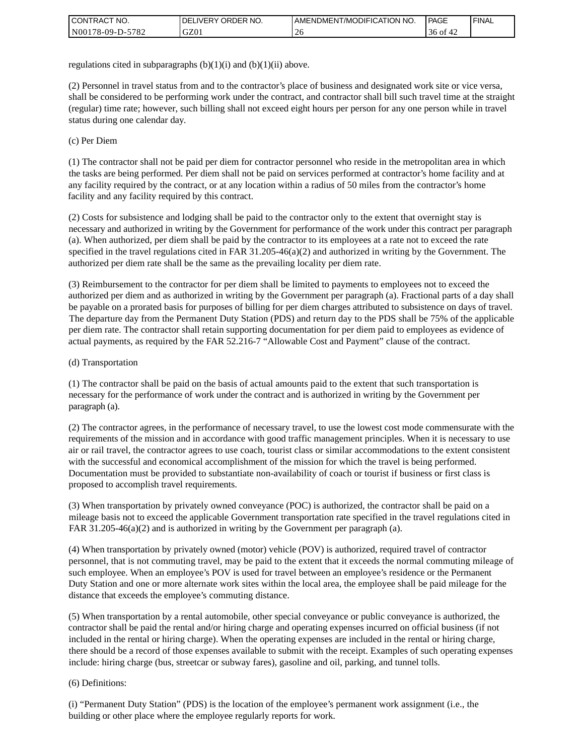regulations cited in subparagraphs (b)(1)(i) and (b)(1)(ii) above.

(2) Personnel in travel status from and to the contractor's place of business and designated work site or vice versa, shall be considered to be performing work under the contract, and contractor shall bill such travel time at the straight (regular) time rate; however, such billing shall not exceed eight hours per person for any one person while in travel status during one calendar day.

(c) Per Diem

(1) The contractor shall not be paid per diem for contractor personnel who reside in the metropolitan area in which the tasks are being performed. Per diem shall not be paid on services performed at contractor's home facility and at any facility required by the contract, or at any location within a radius of 50 miles from the contractor's home facility and any facility required by this contract.

(2) Costs for subsistence and lodging shall be paid to the contractor only to the extent that overnight stay is necessary and authorized in writing by the Government for performance of the work under this contract per paragraph (a). When authorized, per diem shall be paid by the contractor to its employees at a rate not to exceed the rate specified in the travel regulations cited in FAR 31.205-46(a)(2) and authorized in writing by the Government. The authorized per diem rate shall be the same as the prevailing locality per diem rate.

(3) Reimbursement to the contractor for per diem shall be limited to payments to employees not to exceed the authorized per diem and as authorized in writing by the Government per paragraph (a). Fractional parts of a day shall be payable on a prorated basis for purposes of billing for per diem charges attributed to subsistence on days of travel. The departure day from the Permanent Duty Station (PDS) and return day to the PDS shall be 75% of the applicable per diem rate. The contractor shall retain supporting documentation for per diem paid to employees as evidence of actual payments, as required by the FAR 52.216-7 "Allowable Cost and Payment" clause of the contract.

(d) Transportation

(1) The contractor shall be paid on the basis of actual amounts paid to the extent that such transportation is necessary for the performance of work under the contract and is authorized in writing by the Government per paragraph (a).

(2) The contractor agrees, in the performance of necessary travel, to use the lowest cost mode commensurate with the requirements of the mission and in accordance with good traffic management principles. When it is necessary to use air or rail travel, the contractor agrees to use coach, tourist class or similar accommodations to the extent consistent with the successful and economical accomplishment of the mission for which the travel is being performed. Documentation must be provided to substantiate non-availability of coach or tourist if business or first class is proposed to accomplish travel requirements.

(3) When transportation by privately owned conveyance (POC) is authorized, the contractor shall be paid on a mileage basis not to exceed the applicable Government transportation rate specified in the travel regulations cited in FAR 31.205-46(a)(2) and is authorized in writing by the Government per paragraph (a).

(4) When transportation by privately owned (motor) vehicle (POV) is authorized, required travel of contractor personnel, that is not commuting travel, may be paid to the extent that it exceeds the normal commuting mileage of such employee. When an employee's POV is used for travel between an employee's residence or the Permanent Duty Station and one or more alternate work sites within the local area, the employee shall be paid mileage for the distance that exceeds the employee's commuting distance.

(5) When transportation by a rental automobile, other special conveyance or public conveyance is authorized, the contractor shall be paid the rental and/or hiring charge and operating expenses incurred on official business (if not included in the rental or hiring charge). When the operating expenses are included in the rental or hiring charge, there should be a record of those expenses available to submit with the receipt. Examples of such operating expenses include: hiring charge (bus, streetcar or subway fares), gasoline and oil, parking, and tunnel tolls.

(6) Definitions:

(i) "Permanent Duty Station" (PDS) is the location of the employee's permanent work assignment (i.e., the building or other place where the employee regularly reports for work.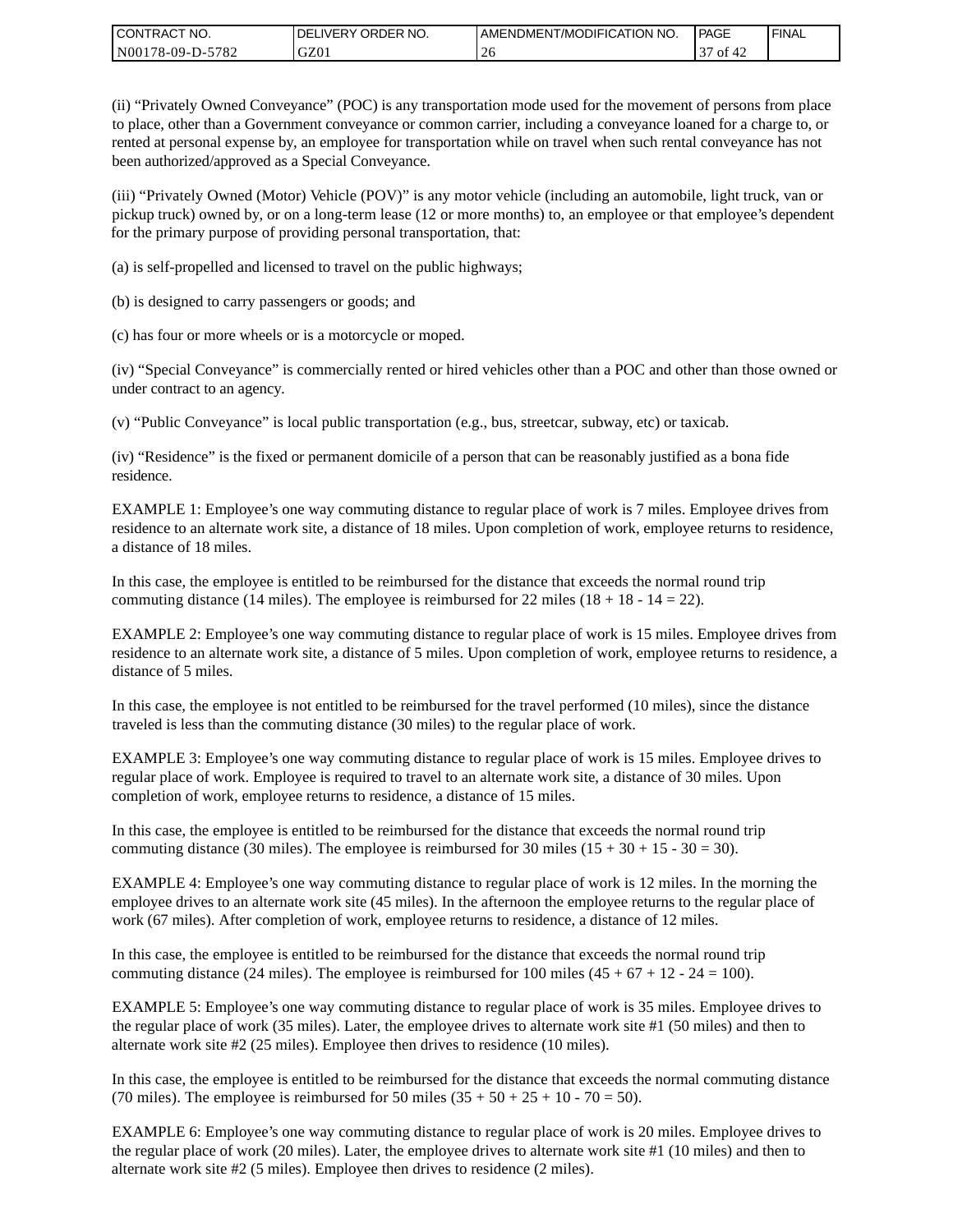(ii) “Privately Owned Conveyance” (POC) is any transportation mode used for the movement of persons from place to place, other than a Government conveyance or common carrier, including a conveyance loaned for a charge to, or rented at personal expense by, an employee for transportation while on travel when such rental conveyance has not been authorized/approved as a Special Conveyance.

(iii) “Privately Owned (Motor) Vehicle (POV)” is any motor vehicle (including an automobile, light truck, van or pickup truck) owned by, or on a long-term lease (12 or more months) to, an employee or that employee’s dependent for the primary purpose of providing personal transportation, that:

(a) is self-propelled and licensed to travel on the public highways;

(b) is designed to carry passengers or goods; and

(c) has four or more wheels or is a motorcycle or moped.

(iv) “Special Conveyance” is commercially rented or hired vehicles other than a POC and other than those owned or under contract to an agency.

(v) “Public Conveyance” is local public transportation (e.g., bus, streetcar, subway, etc) or taxicab.

(iv) “Residence” is the fixed or permanent domicile of a person that can be reasonably justified as a bona fide residence.

EXAMPLE 1: Employee’s one way commuting distance to regular place of work is 7 miles. Employee drives from residence to an alternate work site, a distance of 18 miles. Upon completion of work, employee returns to residence, a distance of 18 miles.

In this case, the employee is entitled to be reimbursed for the distance that exceeds the normal round trip commuting distance (14 miles). The employee is reimbursed for 22 miles (18 + 18 - 14 = 22).

EXAMPLE 2: Employee’s one way commuting distance to regular place of work is 15 miles. Employee drives from residence to an alternate work site, a distance of 5 miles. Upon completion of work, employee returns to residence, a distance of 5 miles.

In this case, the employee is not entitled to be reimbursed for the travel performed (10 miles), since the distance traveled is less than the commuting distance (30 miles) to the regular place of work.

EXAMPLE 3: Employee’s one way commuting distance to regular place of work is 15 miles. Employee drives to regular place of work. Employee is required to travel to an alternate work site, a distance of 30 miles. Upon completion of work, employee returns to residence, a distance of 15 miles.

In this case, the employee is entitled to be reimbursed for the distance that exceeds the normal round trip commuting distance (30 miles). The employee is reimbursed for 30 miles (15 + 30 + 15 - 30 = 30).

EXAMPLE 4: Employee’s one way commuting distance to regular place of work is 12 miles. In the morning the employee drives to an alternate work site (45 miles). In the afternoon the employee returns to the regular place of work (67 miles). After completion of work, employee returns to residence, a distance of 12 miles.

In this case, the employee is entitled to be reimbursed for the distance that exceeds the normal round trip commuting distance (24 miles). The employee is reimbursed for 100 miles (45 + 67 + 12 - 24 = 100).

EXAMPLE 5: Employee’s one way commuting distance to regular place of work is 35 miles. Employee drives to the regular place of work (35 miles). Later, the employee drives to alternate work site #1 (50 miles) and then to alternate work site #2 (25 miles). Employee then drives to residence (10 miles).

In this case, the employee is entitled to be reimbursed for the distance that exceeds the normal commuting distance (70 miles). The employee is reimbursed for 50 miles (35 + 50 + 25 + 10 - 70 = 50).

EXAMPLE 6: Employee’s one way commuting distance to regular place of work is 20 miles. Employee drives to the regular place of work (20 miles). Later, the employee drives to alternate work site #1 (10 miles) and then to alternate work site #2 (5 miles). Employee then drives to residence (2 miles).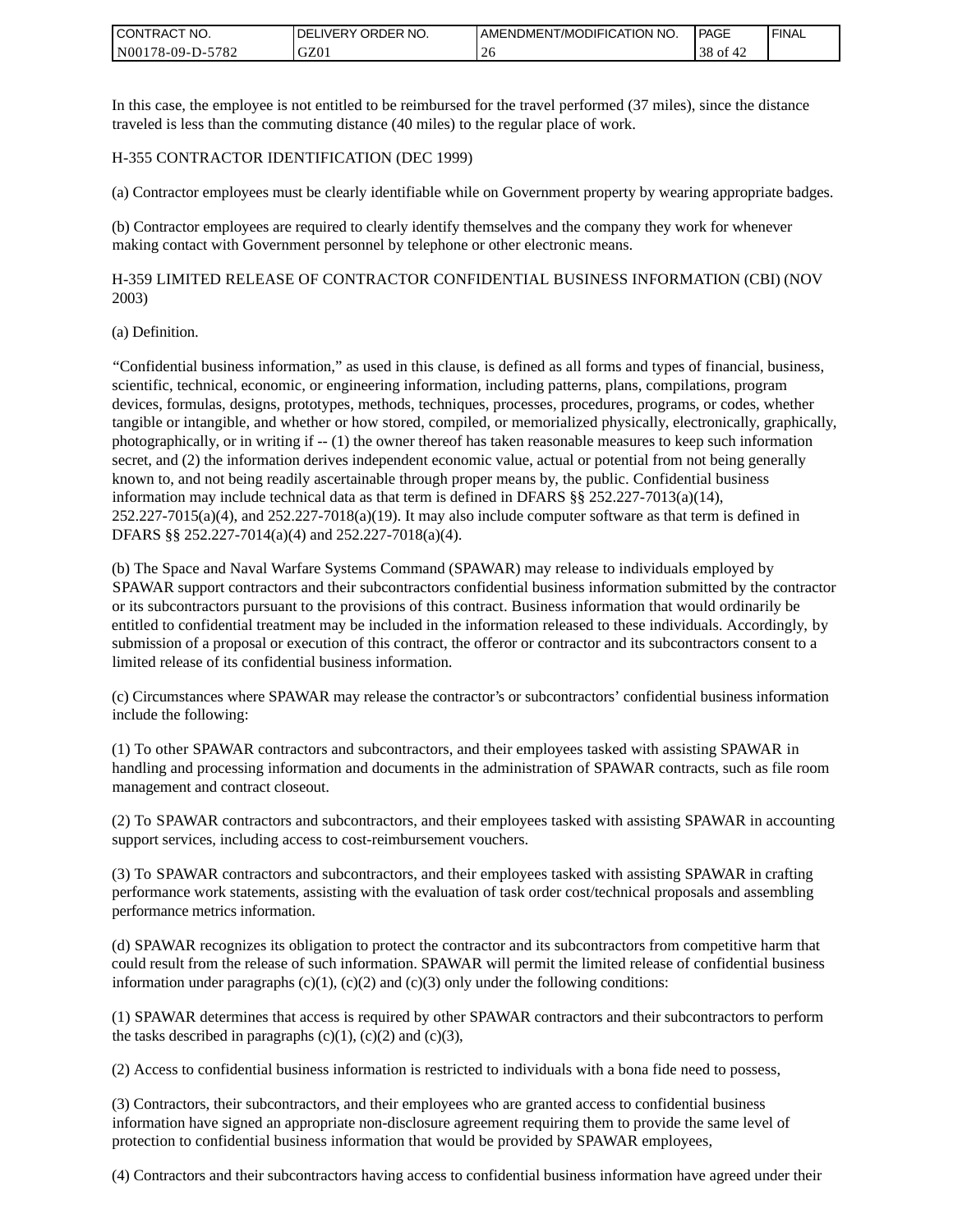In this case, the employee is not entitled to be reimbursed for the travel performed (37 miles), since the distance traveled is less than the commuting distance (40 miles) to the regular place of work.

H-355 CONTRACTOR IDENTIFICATION (DEC 1999)

(a) Contractor employees must be clearly identifiable while on Government property by wearing appropriate badges.

(b) Contractor employees are required to clearly identify themselves and the company they work for whenever making contact with Government personnel by telephone or other electronic means.

H-359 LIMITED RELEASE OF CONTRACTOR CONFIDENTIAL BUSINESS INFORMATION (CBI) (NOV 2003)

(a) Definition.

"Confidential business information," as used in this clause, is defined as all forms and types of financial, business, scientific, technical, economic, or engineering information, including patterns, plans, compilations, program devices, formulas, designs, prototypes, methods, techniques, processes, procedures, programs, or codes, whether tangible or intangible, and whether or how stored, compiled, or memorialized physically, electronically, graphically, photographically, or in writing if -- (1) the owner thereof has taken reasonable measures to keep such information secret, and (2) the information derives independent economic value, actual or potential from not being generally known to, and not being readily ascertainable through proper means by, the public. Confidential business information may include technical data as that term is defined in DFARS §§ 252.227-7013(a)(14), 252.227-7015(a)(4), and 252.227-7018(a)(19). It may also include computer software as that term is defined in DFARS §§ 252.227-7014(a)(4) and 252.227-7018(a)(4).

(b) The Space and Naval Warfare Systems Command (SPAWAR) may release to individuals employed by SPAWAR support contractors and their subcontractors confidential business information submitted by the contractor or its subcontractors pursuant to the provisions of this contract. Business information that would ordinarily be entitled to confidential treatment may be included in the information released to these individuals. Accordingly, by submission of a proposal or execution of this contract, the offeror or contractor and its subcontractors consent to a limited release of its confidential business information.

(c) Circumstances where SPAWAR may release the contractor's or subcontractors' confidential business information include the following:

(1) To other SPAWAR contractors and subcontractors, and their employees tasked with assisting SPAWAR in handling and processing information and documents in the administration of SPAWAR contracts, such as file room management and contract closeout.

(2) To SPAWAR contractors and subcontractors, and their employees tasked with assisting SPAWAR in accounting support services, including access to cost-reimbursement vouchers.

(3) To SPAWAR contractors and subcontractors, and their employees tasked with assisting SPAWAR in crafting performance work statements, assisting with the evaluation of task order cost/technical proposals and assembling performance metrics information.

(d) SPAWAR recognizes its obligation to protect the contractor and its subcontractors from competitive harm that could result from the release of such information. SPAWAR will permit the limited release of confidential business information under paragraphs (c)(1), (c)(2) and (c)(3) only under the following conditions:

(1) SPAWAR determines that access is required by other SPAWAR contractors and their subcontractors to perform the tasks described in paragraphs (c)(1), (c)(2) and (c)(3),

(2) Access to confidential business information is restricted to individuals with a bona fide need to possess,

(3) Contractors, their subcontractors, and their employees who are granted access to confidential business information have signed an appropriate non-disclosure agreement requiring them to provide the same level of protection to confidential business information that would be provided by SPAWAR employees,

(4) Contractors and their subcontractors having access to confidential business information have agreed under their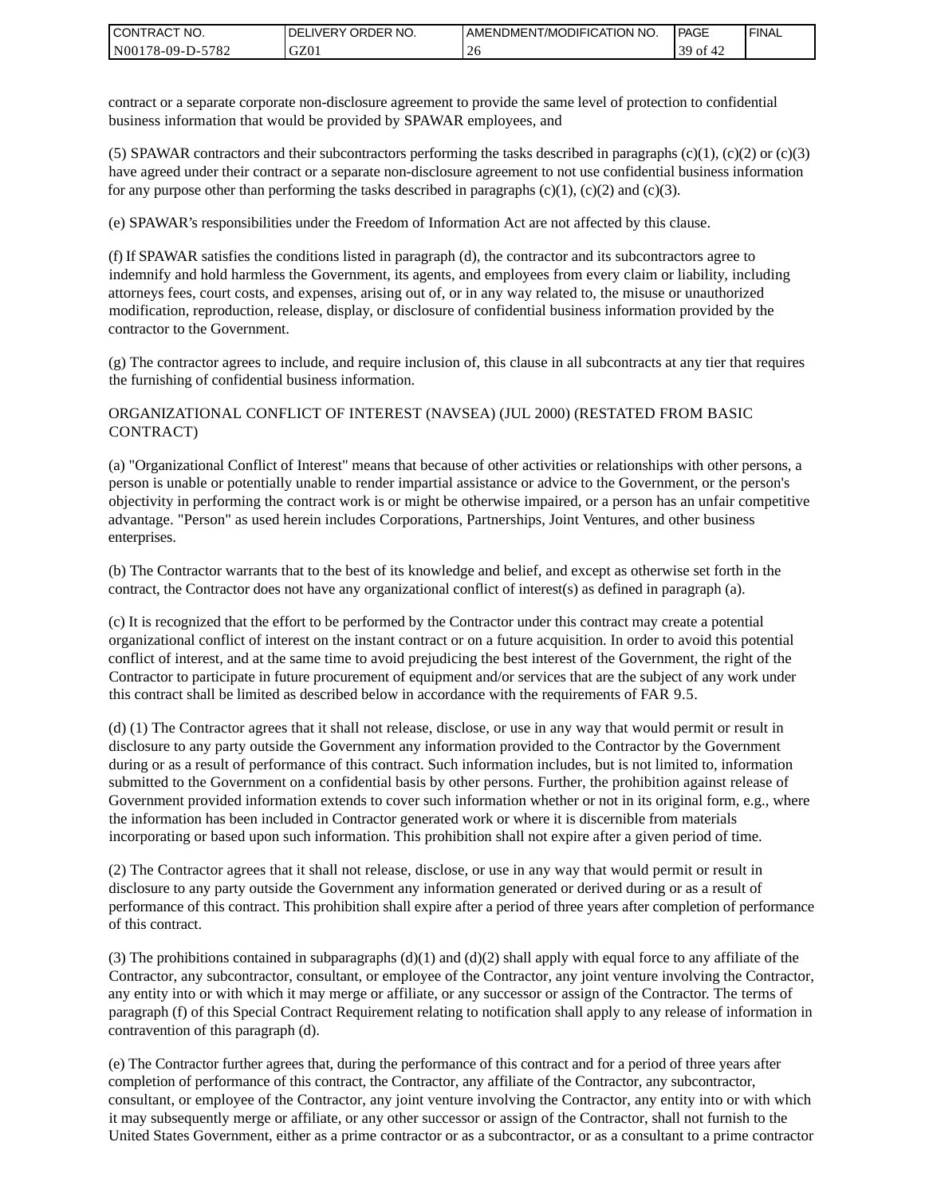contract or a separate corporate non-disclosure agreement to provide the same level of protection to confidential business information that would be provided by SPAWAR employees, and

(5) SPAWAR contractors and their subcontractors performing the tasks described in paragraphs (c)(1), (c)(2) or (c)(3) have agreed under their contract or a separate non-disclosure agreement to not use confidential business information for any purpose other than performing the tasks described in paragraphs (c)(1), (c)(2) and (c)(3).

(e) SPAWAR's responsibilities under the Freedom of Information Act are not affected by this clause.

(f) If SPAWAR satisfies the conditions listed in paragraph (d), the contractor and its subcontractors agree to indemnify and hold harmless the Government, its agents, and employees from every claim or liability, including attorneys fees, court costs, and expenses, arising out of, or in any way related to, the misuse or unauthorized modification, reproduction, release, display, or disclosure of confidential business information provided by the contractor to the Government.

(g) The contractor agrees to include, and require inclusion of, this clause in all subcontracts at any tier that requires the furnishing of confidential business information.

ORGANIZATIONAL CONFLICT OF INTEREST (NAVSEA) (JUL 2000) (RESTATED FROM BASIC CONTRACT)

(a) "Organizational Conflict of Interest" means that because of other activities or relationships with other persons, a person is unable or potentially unable to render impartial assistance or advice to the Government, or the person's objectivity in performing the contract work is or might be otherwise impaired, or a person has an unfair competitive advantage. "Person" as used herein includes Corporations, Partnerships, Joint Ventures, and other business enterprises.

(b) The Contractor warrants that to the best of its knowledge and belief, and except as otherwise set forth in the contract, the Contractor does not have any organizational conflict of interest(s) as defined in paragraph (a).

(c) It is recognized that the effort to be performed by the Contractor under this contract may create a potential organizational conflict of interest on the instant contract or on a future acquisition. In order to avoid this potential conflict of interest, and at the same time to avoid prejudicing the best interest of the Government, the right of the Contractor to participate in future procurement of equipment and/or services that are the subject of any work under this contract shall be limited as described below in accordance with the requirements of FAR 9.5.

(d) (1) The Contractor agrees that it shall not release, disclose, or use in any way that would permit or result in disclosure to any party outside the Government any information provided to the Contractor by the Government during or as a result of performance of this contract. Such information includes, but is not limited to, information submitted to the Government on a confidential basis by other persons. Further, the prohibition against release of Government provided information extends to cover such information whether or not in its original form, e.g., where the information has been included in Contractor generated work or where it is discernible from materials incorporating or based upon such information. This prohibition shall not expire after a given period of time.

(2) The Contractor agrees that it shall not release, disclose, or use in any way that would permit or result in disclosure to any party outside the Government any information generated or derived during or as a result of performance of this contract. This prohibition shall expire after a period of three years after completion of performance of this contract.

(3) The prohibitions contained in subparagraphs (d)(1) and (d)(2) shall apply with equal force to any affiliate of the Contractor, any subcontractor, consultant, or employee of the Contractor, any joint venture involving the Contractor, any entity into or with which it may merge or affiliate, or any successor or assign of the Contractor. The terms of paragraph (f) of this Special Contract Requirement relating to notification shall apply to any release of information in contravention of this paragraph (d).

(e) The Contractor further agrees that, during the performance of this contract and for a period of three years after completion of performance of this contract, the Contractor, any affiliate of the Contractor, any subcontractor, consultant, or employee of the Contractor, any joint venture involving the Contractor, any entity into or with which it may subsequently merge or affiliate, or any other successor or assign of the Contractor, shall not furnish to the United States Government, either as a prime contractor or as a subcontractor, or as a consultant to a prime contractor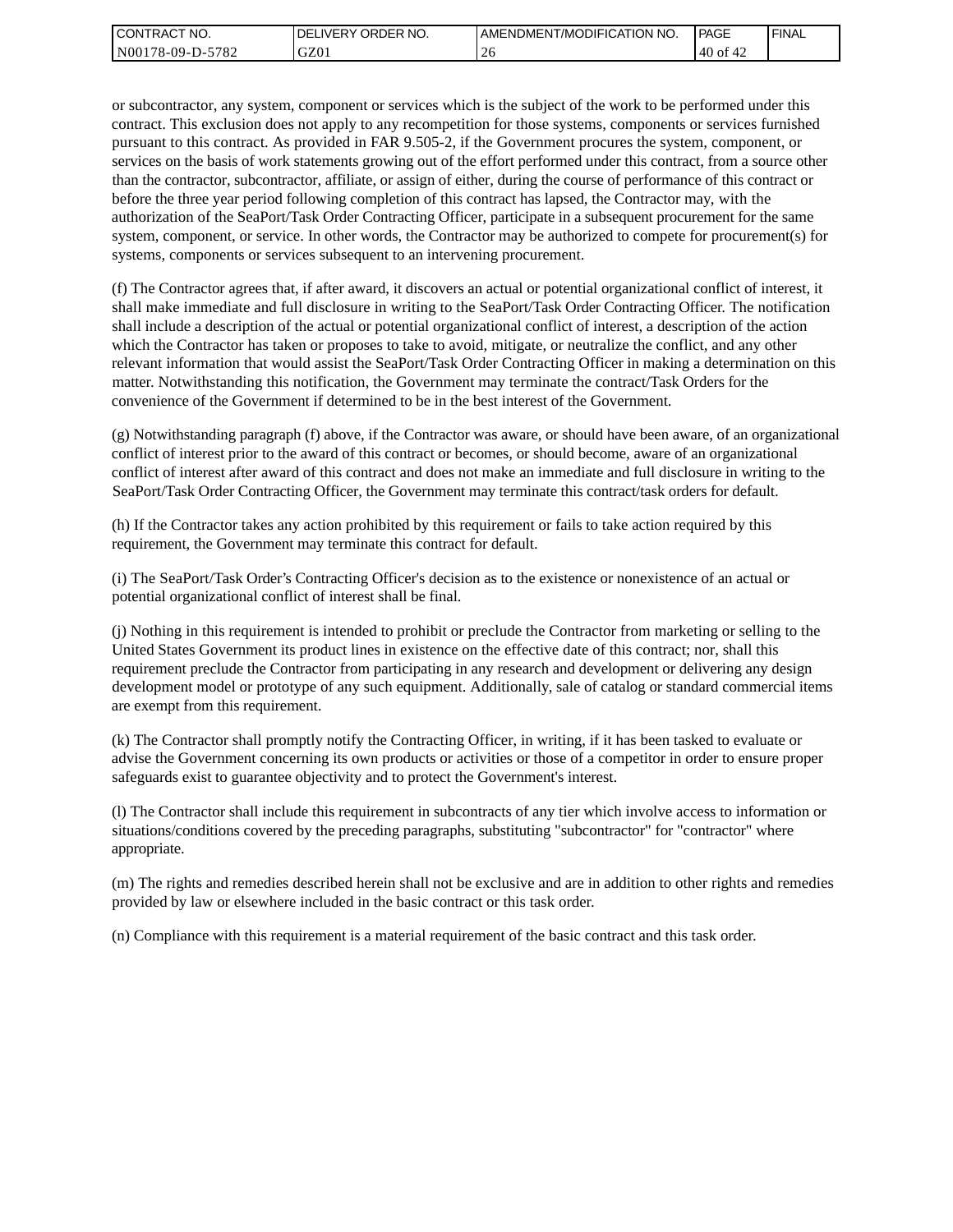or subcontractor, any system, component or services which is the subject of the work to be performed under this contract. This exclusion does not apply to any recompetition for those systems, components or services furnished pursuant to this contract. As provided in FAR 9.505-2, if the Government procures the system, component, or services on the basis of work statements growing out of the effort performed under this contract, from a source other than the contractor, subcontractor, affiliate, or assign of either, during the course of performance of this contract or before the three year period following completion of this contract has lapsed, the Contractor may, with the authorization of the SeaPort/Task Order Contracting Officer, participate in a subsequent procurement for the same system, component, or service. In other words, the Contractor may be authorized to compete for procurement(s) for systems, components or services subsequent to an intervening procurement.

(f) The Contractor agrees that, if after award, it discovers an actual or potential organizational conflict of interest, it shall make immediate and full disclosure in writing to the SeaPort/Task Order Contracting Officer. The notification shall include a description of the actual or potential organizational conflict of interest, a description of the action which the Contractor has taken or proposes to take to avoid, mitigate, or neutralize the conflict, and any other relevant information that would assist the SeaPort/Task Order Contracting Officer in making a determination on this matter. Notwithstanding this notification, the Government may terminate the contract/Task Orders for the convenience of the Government if determined to be in the best interest of the Government.

(g) Notwithstanding paragraph (f) above, if the Contractor was aware, or should have been aware, of an organizational conflict of interest prior to the award of this contract or becomes, or should become, aware of an organizational conflict of interest after award of this contract and does not make an immediate and full disclosure in writing to the SeaPort/Task Order Contracting Officer, the Government may terminate this contract/task orders for default.

(h) If the Contractor takes any action prohibited by this requirement or fails to take action required by this requirement, the Government may terminate this contract for default.

(i) The SeaPort/Task Order's Contracting Officer's decision as to the existence or nonexistence of an actual or potential organizational conflict of interest shall be final.

(j) Nothing in this requirement is intended to prohibit or preclude the Contractor from marketing or selling to the United States Government its product lines in existence on the effective date of this contract; nor, shall this requirement preclude the Contractor from participating in any research and development or delivering any design development model or prototype of any such equipment. Additionally, sale of catalog or standard commercial items are exempt from this requirement.

(k) The Contractor shall promptly notify the Contracting Officer, in writing, if it has been tasked to evaluate or advise the Government concerning its own products or activities or those of a competitor in order to ensure proper safeguards exist to guarantee objectivity and to protect the Government's interest.

(l) The Contractor shall include this requirement in subcontracts of any tier which involve access to information or situations/conditions covered by the preceding paragraphs, substituting "subcontractor" for "contractor" where appropriate.

(m) The rights and remedies described herein shall not be exclusive and are in addition to other rights and remedies provided by law or elsewhere included in the basic contract or this task order.

(n) Compliance with this requirement is a material requirement of the basic contract and this task order.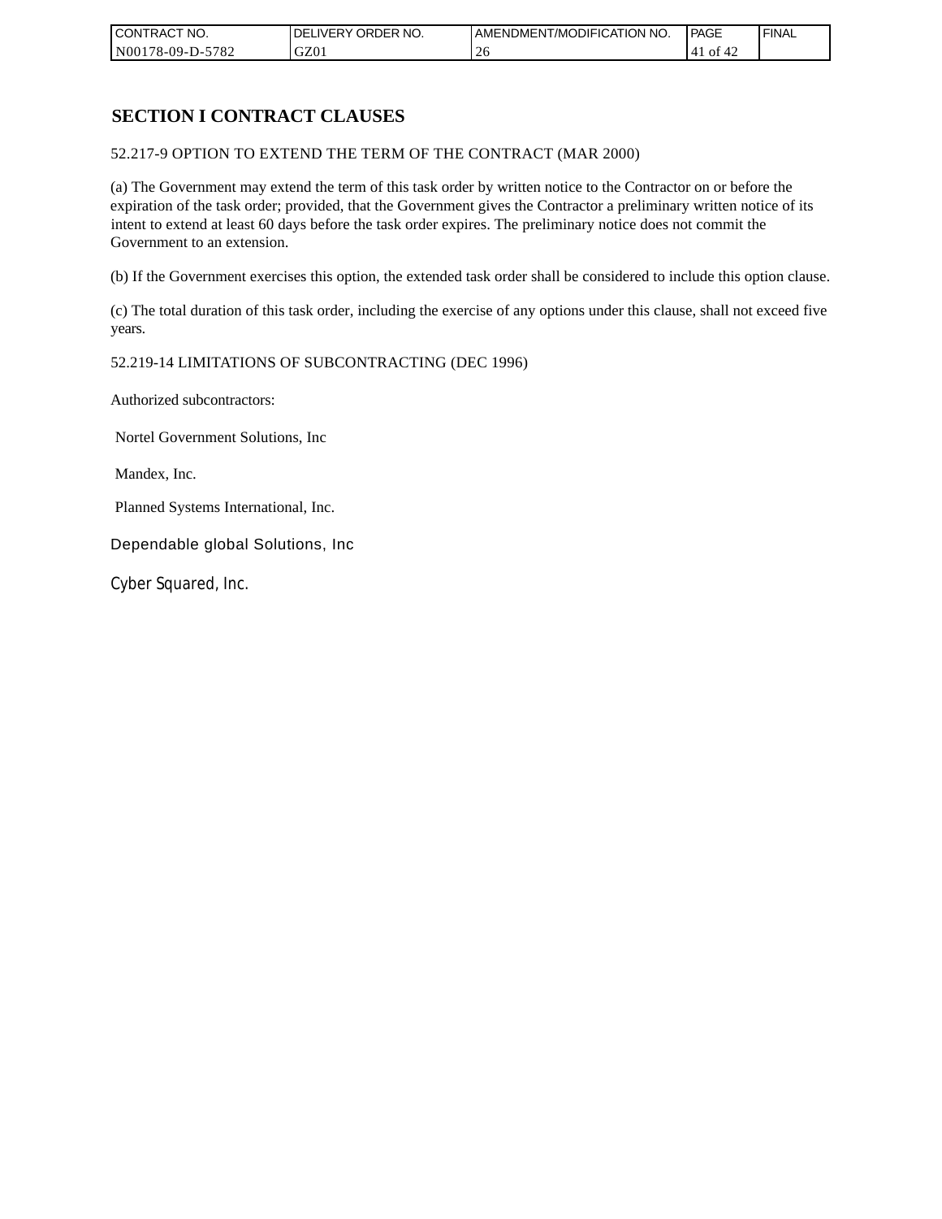# SECTION I CONTRACT CLAUSES

52.217-9 OPTION TO EXTEND THE TERM OF THE CONTRACT (MAR 2000)

(a) The Government may extend the term of this task order by written notice to the Contractor on or before the expiration of the task order; provided, that the Government gives the Contractor a preliminary written notice of its intent to extend at least 60 days before the task order expires. The preliminary notice does not commit the Government to an extension.

(b) If the Government exercises this option, the extended task order shall be considered to include this option clause.

(c) The total duration of this task order, including the exercise of any options under this clause, shall not exceed five years.

52.219-14 LIMITATIONS OF SUBCONTRACTING (DEC 1996)

Authorized subcontractors:

Nortel Government Solutions, Inc

Mandex, Inc.

Planned Systems International, Inc.

Dependable global Solutions, Inc

Cyber Squared, Inc.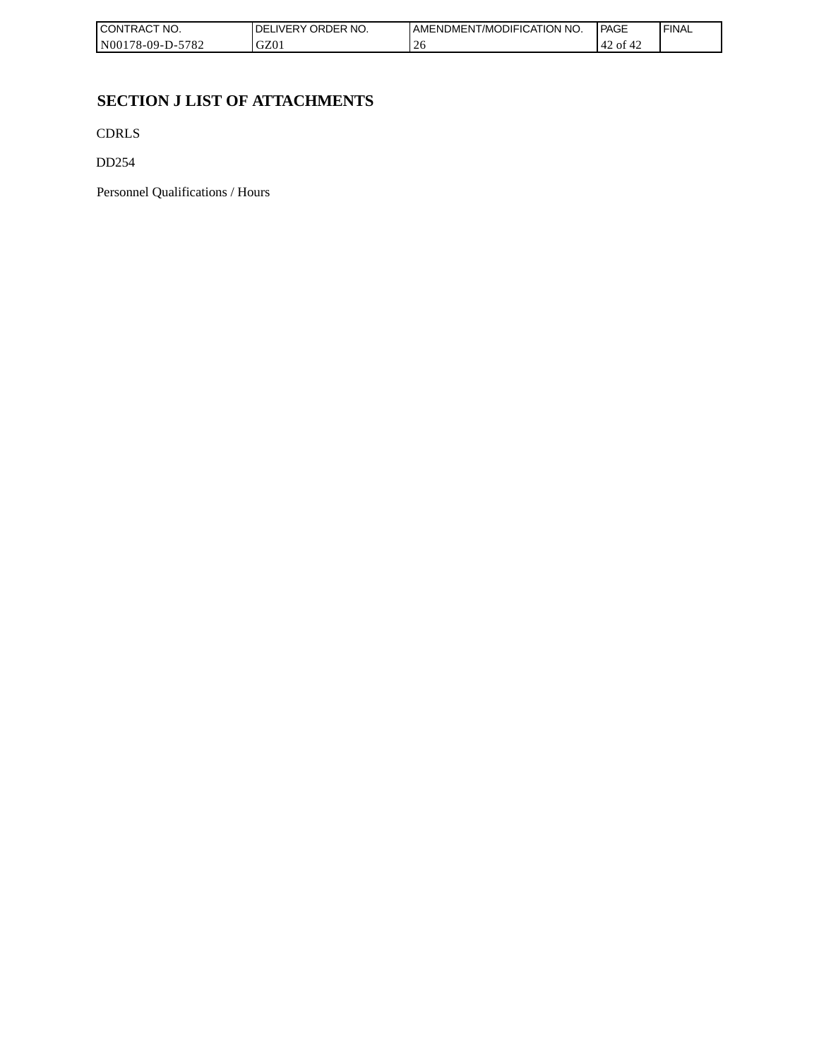## SECTION J LIST OF ATTACHMENTS

CDRLS

DD254

Personnel Qualifications / Hours